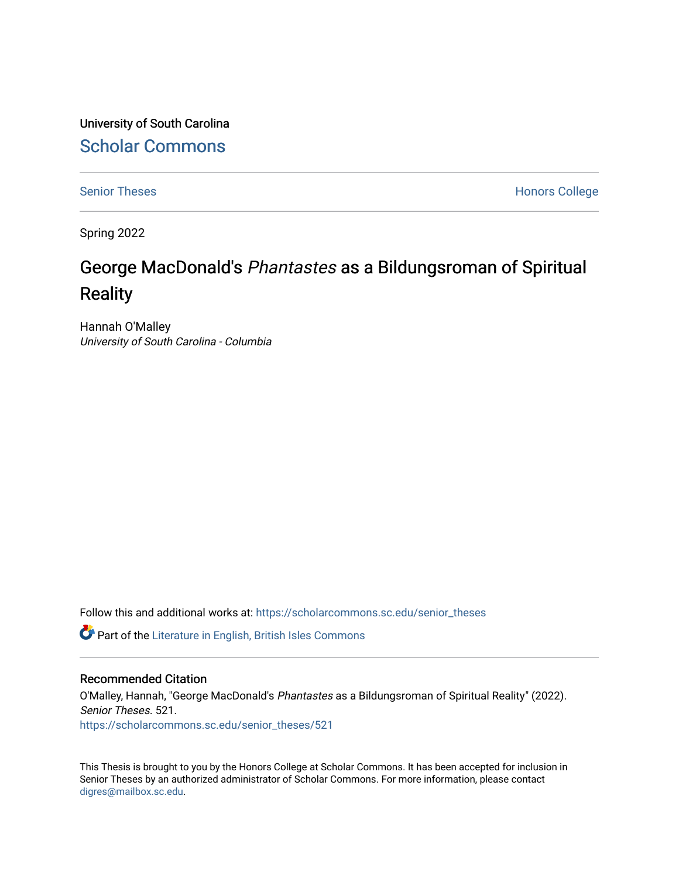University of South Carolina

Scholar Commons

Senior Theses

Honors College

Spring 2022

# George MacDonald's *Phantastes* as a Bildungsroman of Spiritual Reality

Hannah O'Malley

*University of South Carolina - Columbia*

Follow this and additional works at: https://scholarcommons.sc.edu/senior_theses

Part of the Literature in English, British Isles Commons

## Recommended Citation

O'Malley, Hannah, "George MacDonald's *Phantastes* as a Bildungsroman of Spiritual Reality" (2022). *Senior Theses*. 521.

https://scholarcommons.sc.edu/senior_theses/521

This Thesis is brought to you by the Honors College at Scholar Commons. It has been accepted for inclusion in Senior Theses by an authorized administrator of Scholar Commons. For more information, please contact digres@mailbox.sc.edu.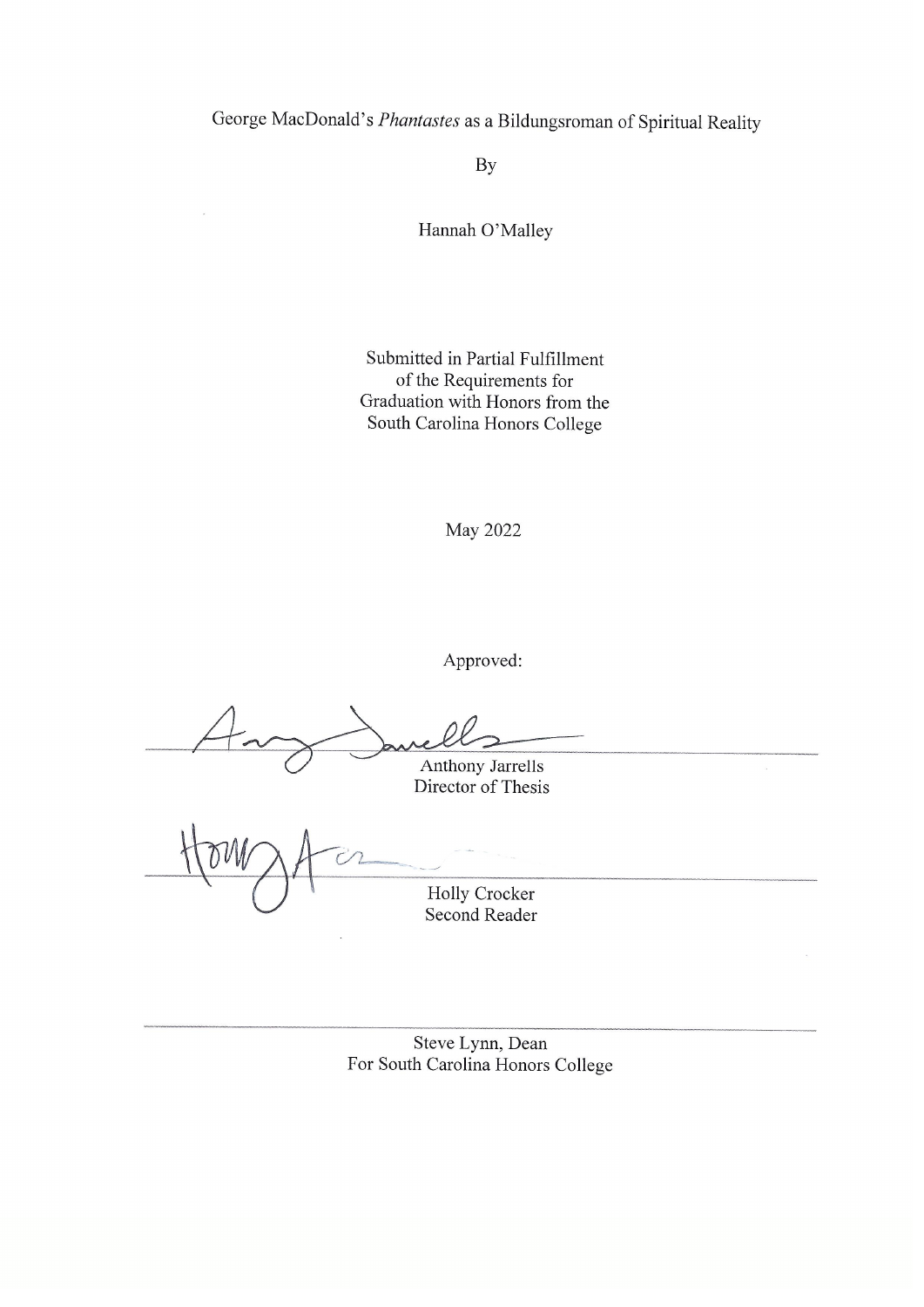George MacDonald's *Phantastes* as a Bildungsroman of Spiritual Reality

By

Hannah O'Malley

Submitted in Partial Fulfillment
of the Requirements for
Graduation with Honors from the
South Carolina Honors College

May 2022

Approved:

Anthony Jarrells
Director of Thesis

Holly Crocker
Second Reader

Steve Lynn, Dean
For South Carolina Honors College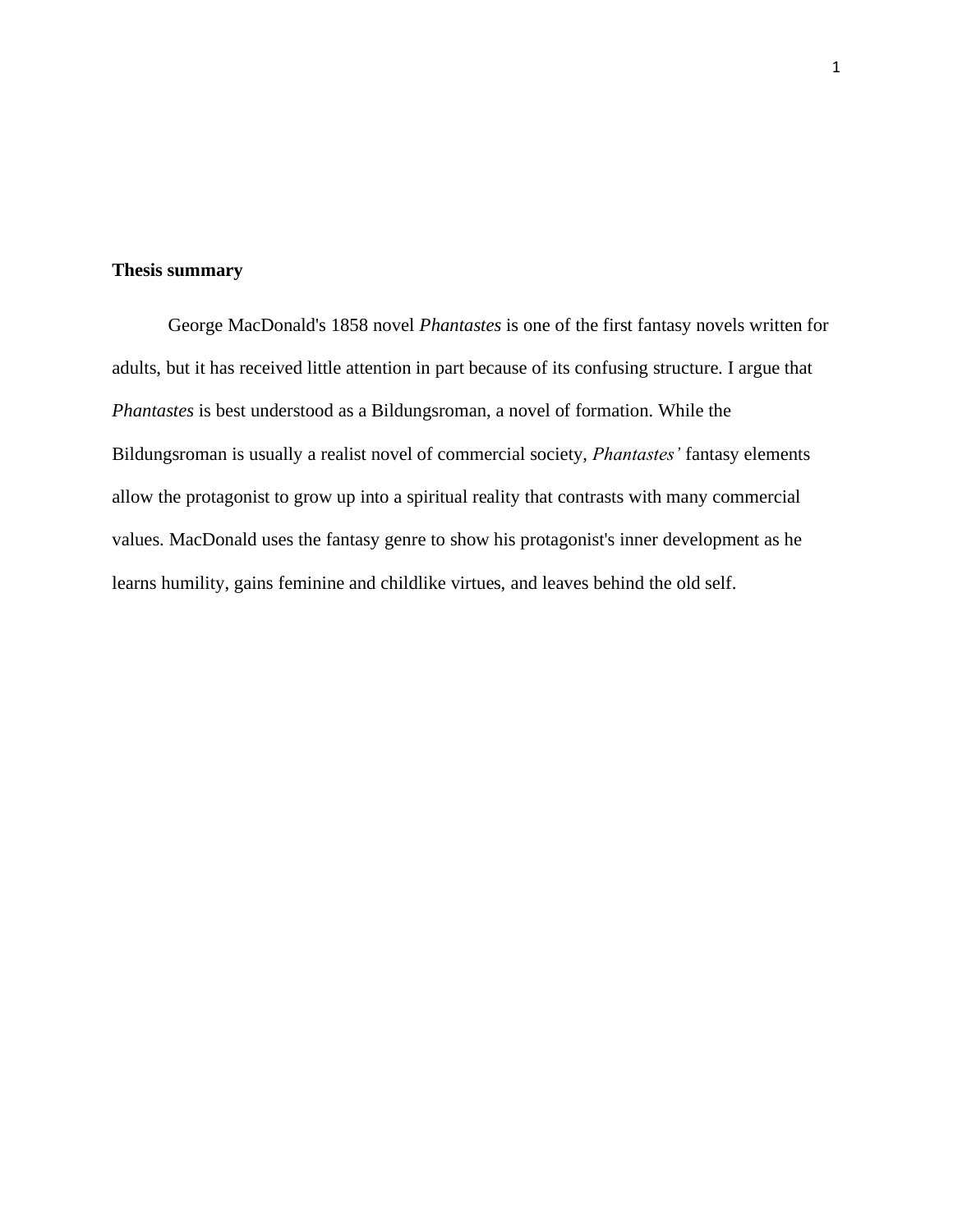**Thesis summary**

George MacDonald's 1858 novel *Phantastes* is one of the first fantasy novels written for adults, but it has received little attention in part because of its confusing structure. I argue that *Phantastes* is best understood as a Bildungsroman, a novel of formation. While the Bildungsroman is usually a realist novel of commercial society, *Phantastes'* fantasy elements allow the protagonist to grow up into a spiritual reality that contrasts with many commercial values. MacDonald uses the fantasy genre to show his protagonist's inner development as he learns humility, gains feminine and childlike virtues, and leaves behind the old self.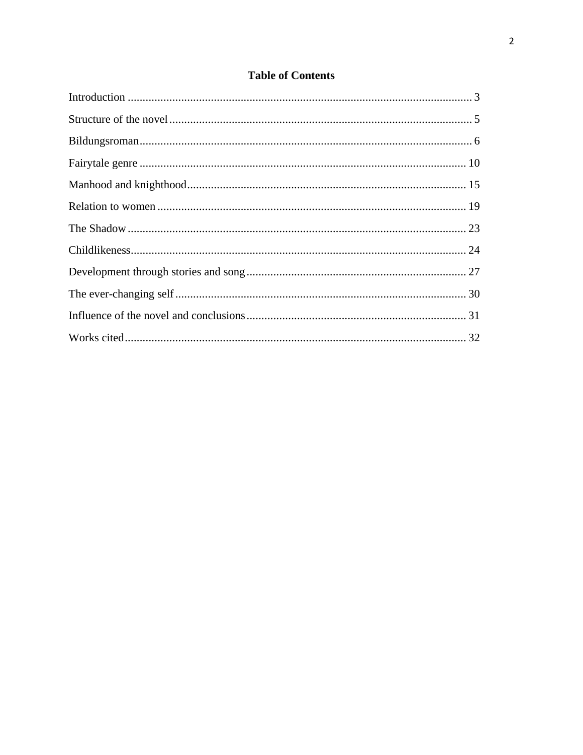# Table of Contents

Introduction .................................................................................................................. 3

Structure of the novel .................................................................................................... 5

Bildungsroman ............................................................................................................... 6

Fairytale genre ............................................................................................................. 10

Manhood and knighthood ............................................................................................. 15

Relation to women ....................................................................................................... 19

The Shadow ................................................................................................................. 23

Childlikeness ................................................................................................................ 24

Development through stories and song ........................................................................ 27

The ever-changing self ................................................................................................. 30

Influence of the novel and conclusions ......................................................................... 31

Works cited .................................................................................................................. 32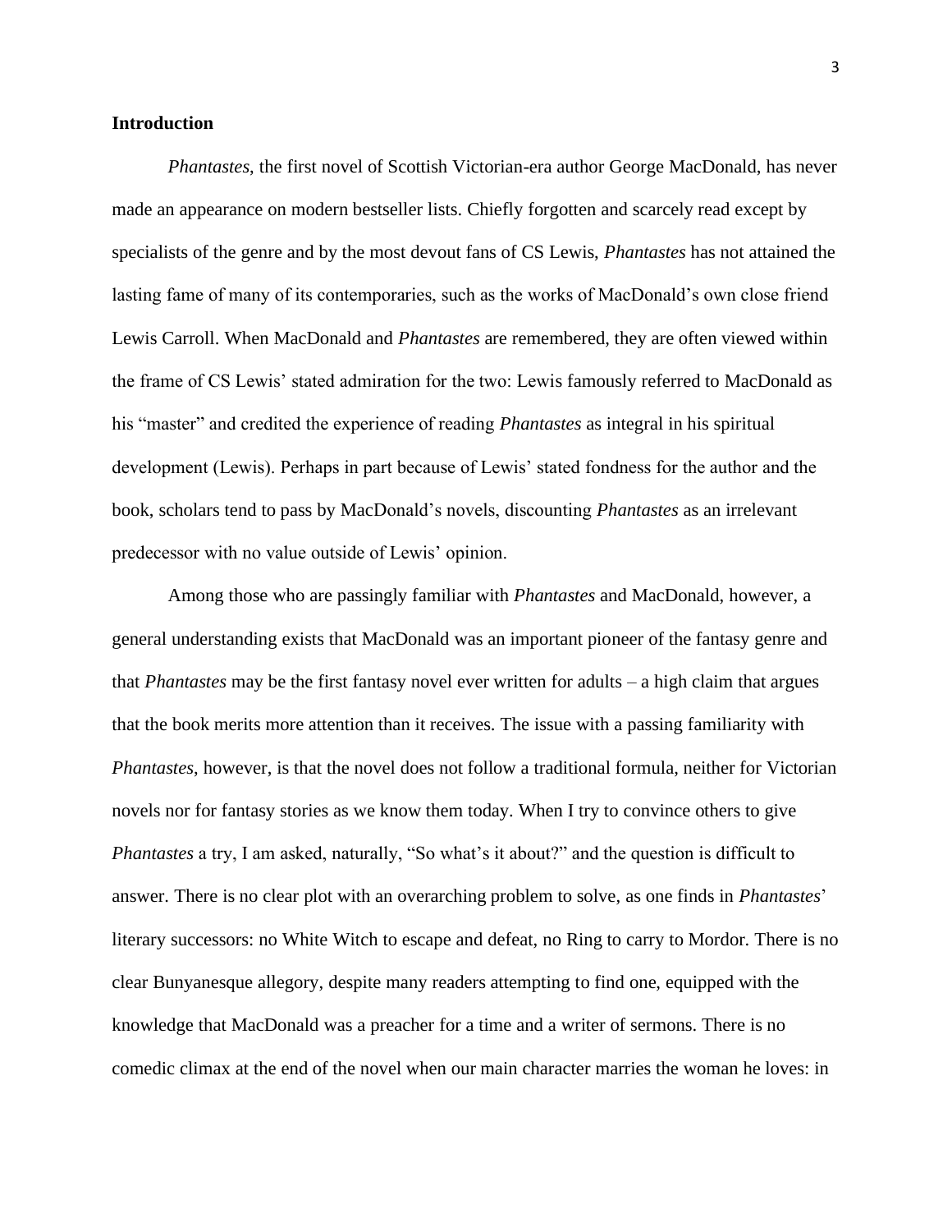**Introduction**

*Phantastes*, the first novel of Scottish Victorian-era author George MacDonald, has never made an appearance on modern bestseller lists. Chiefly forgotten and scarcely read except by specialists of the genre and by the most devout fans of CS Lewis, *Phantastes* has not attained the lasting fame of many of its contemporaries, such as the works of MacDonald's own close friend Lewis Carroll. When MacDonald and *Phantastes* are remembered, they are often viewed within the frame of CS Lewis' stated admiration for the two: Lewis famously referred to MacDonald as his "master" and credited the experience of reading *Phantastes* as integral in his spiritual development (Lewis). Perhaps in part because of Lewis' stated fondness for the author and the book, scholars tend to pass by MacDonald's novels, discounting *Phantastes* as an irrelevant predecessor with no value outside of Lewis' opinion.

Among those who are passingly familiar with *Phantastes* and MacDonald, however, a general understanding exists that MacDonald was an important pioneer of the fantasy genre and that *Phantastes* may be the first fantasy novel ever written for adults – a high claim that argues that the book merits more attention than it receives. The issue with a passing familiarity with *Phantastes*, however, is that the novel does not follow a traditional formula, neither for Victorian novels nor for fantasy stories as we know them today. When I try to convince others to give *Phantastes* a try, I am asked, naturally, "So what's it about?" and the question is difficult to answer. There is no clear plot with an overarching problem to solve, as one finds in *Phantastes*' literary successors: no White Witch to escape and defeat, no Ring to carry to Mordor. There is no clear Bunyanesque allegory, despite many readers attempting to find one, equipped with the knowledge that MacDonald was a preacher for a time and a writer of sermons. There is no comedic climax at the end of the novel when our main character marries the woman he loves: in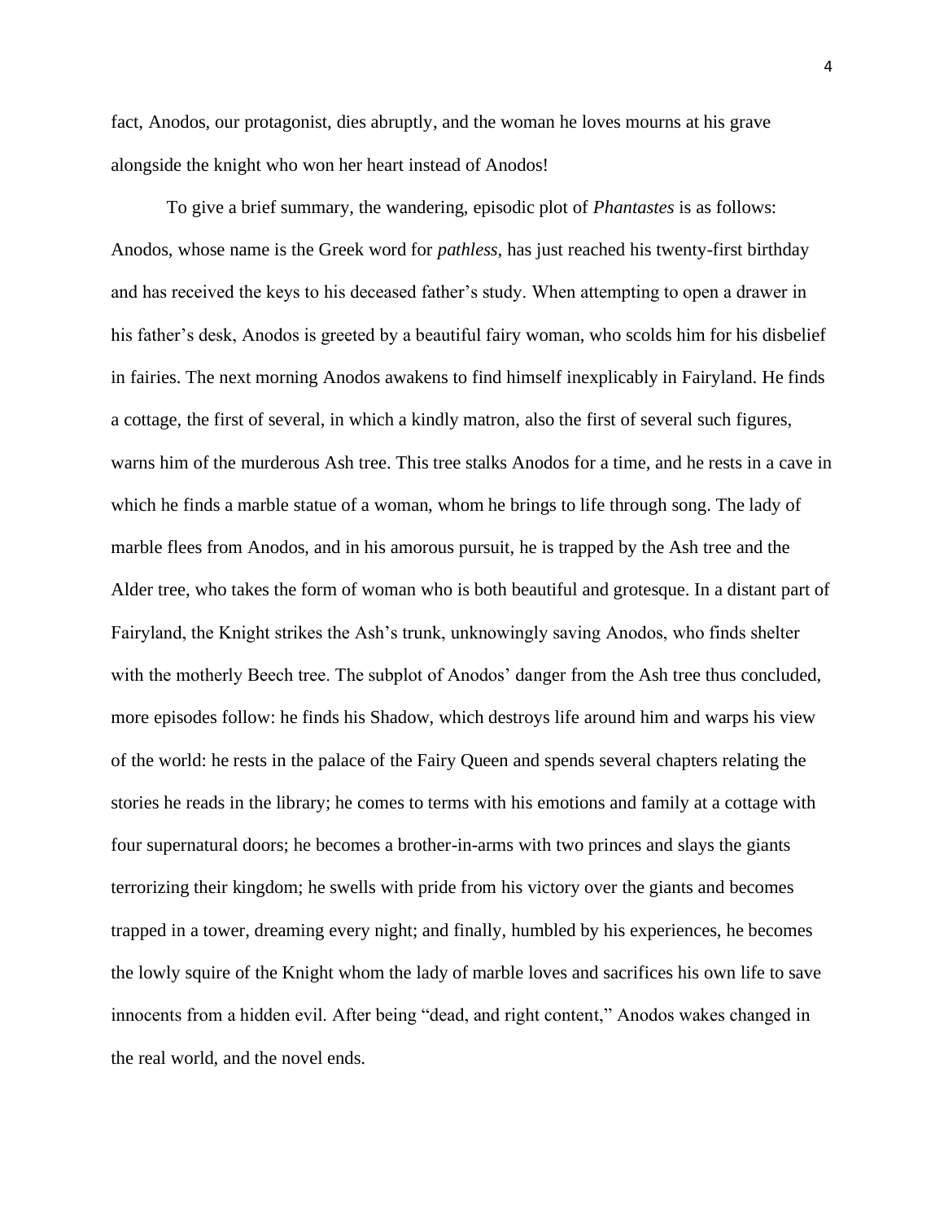fact, Anodos, our protagonist, dies abruptly, and the woman he loves mourns at his grave alongside the knight who won her heart instead of Anodos!

To give a brief summary, the wandering, episodic plot of *Phantastes* is as follows: Anodos, whose name is the Greek word for *pathless*, has just reached his twenty-first birthday and has received the keys to his deceased father's study. When attempting to open a drawer in his father's desk, Anodos is greeted by a beautiful fairy woman, who scolds him for his disbelief in fairies. The next morning Anodos awakens to find himself inexplicably in Fairyland. He finds a cottage, the first of several, in which a kindly matron, also the first of several such figures, warns him of the murderous Ash tree. This tree stalks Anodos for a time, and he rests in a cave in which he finds a marble statue of a woman, whom he brings to life through song. The lady of marble flees from Anodos, and in his amorous pursuit, he is trapped by the Ash tree and the Alder tree, who takes the form of woman who is both beautiful and grotesque. In a distant part of Fairyland, the Knight strikes the Ash's trunk, unknowingly saving Anodos, who finds shelter with the motherly Beech tree. The subplot of Anodos' danger from the Ash tree thus concluded, more episodes follow: he finds his Shadow, which destroys life around him and warps his view of the world: he rests in the palace of the Fairy Queen and spends several chapters relating the stories he reads in the library; he comes to terms with his emotions and family at a cottage with four supernatural doors; he becomes a brother-in-arms with two princes and slays the giants terrorizing their kingdom; he swells with pride from his victory over the giants and becomes trapped in a tower, dreaming every night; and finally, humbled by his experiences, he becomes the lowly squire of the Knight whom the lady of marble loves and sacrifices his own life to save innocents from a hidden evil. After being "dead, and right content," Anodos wakes changed in the real world, and the novel ends.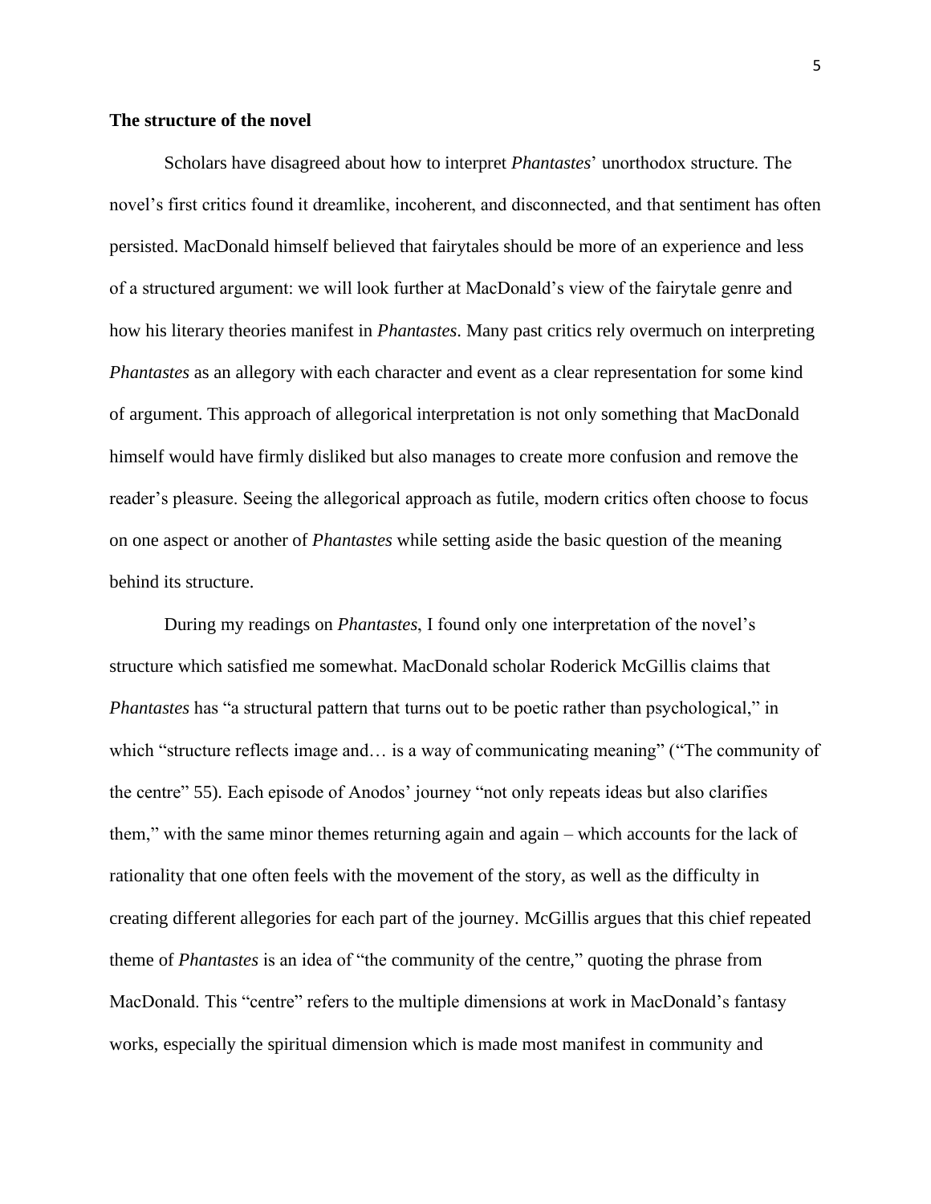**The structure of the novel**

Scholars have disagreed about how to interpret *Phantastes*' unorthodox structure. The novel's first critics found it dreamlike, incoherent, and disconnected, and that sentiment has often persisted. MacDonald himself believed that fairytales should be more of an experience and less of a structured argument: we will look further at MacDonald's view of the fairytale genre and how his literary theories manifest in *Phantastes*. Many past critics rely overmuch on interpreting *Phantastes* as an allegory with each character and event as a clear representation for some kind of argument. This approach of allegorical interpretation is not only something that MacDonald himself would have firmly disliked but also manages to create more confusion and remove the reader's pleasure. Seeing the allegorical approach as futile, modern critics often choose to focus on one aspect or another of *Phantastes* while setting aside the basic question of the meaning behind its structure.

During my readings on *Phantastes*, I found only one interpretation of the novel's structure which satisfied me somewhat. MacDonald scholar Roderick McGillis claims that *Phantastes* has "a structural pattern that turns out to be poetic rather than psychological," in which "structure reflects image and… is a way of communicating meaning" ("The community of the centre" 55). Each episode of Anodos' journey "not only repeats ideas but also clarifies them," with the same minor themes returning again and again – which accounts for the lack of rationality that one often feels with the movement of the story, as well as the difficulty in creating different allegories for each part of the journey. McGillis argues that this chief repeated theme of *Phantastes* is an idea of "the community of the centre," quoting the phrase from MacDonald. This "centre" refers to the multiple dimensions at work in MacDonald's fantasy works, especially the spiritual dimension which is made most manifest in community and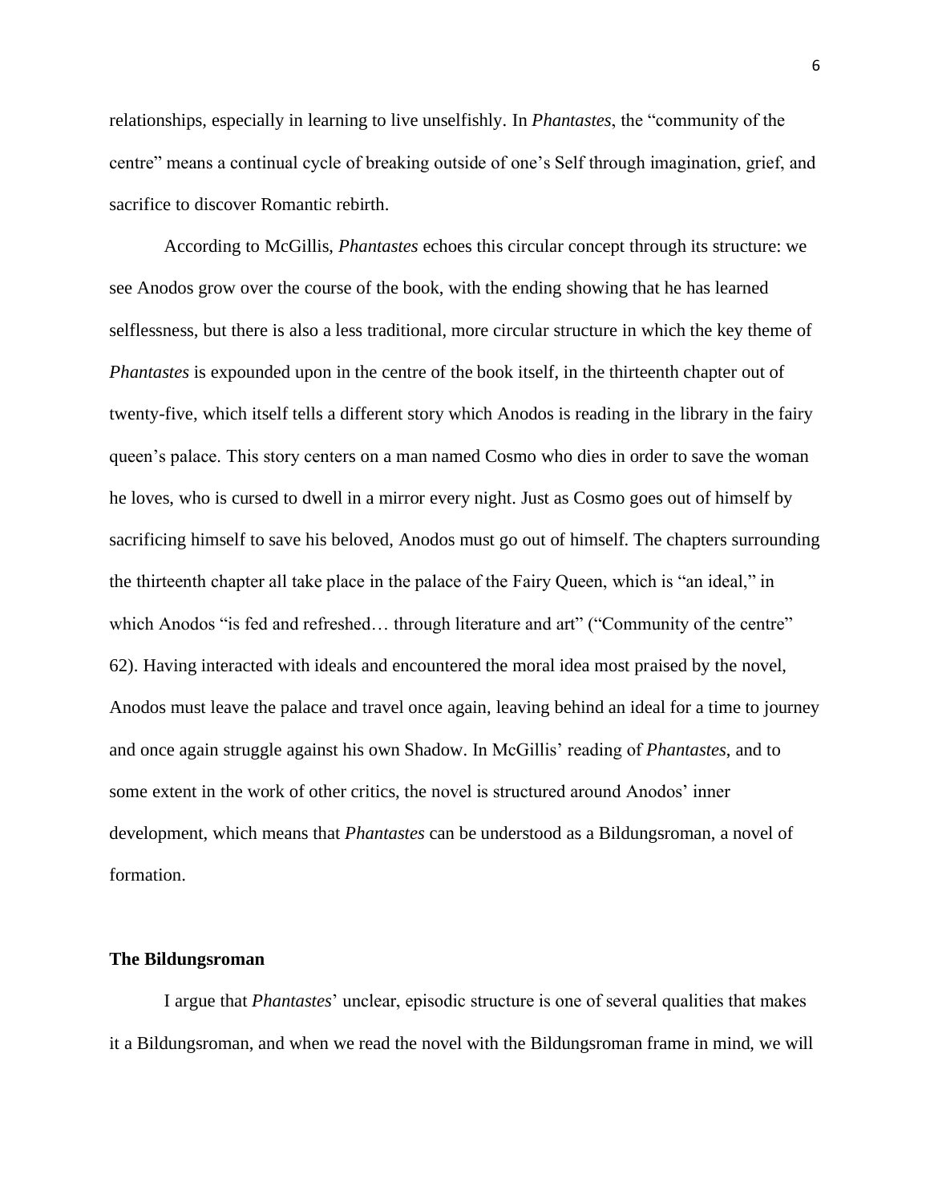relationships, especially in learning to live unselfishly. In *Phantastes*, the "community of the centre" means a continual cycle of breaking outside of one's Self through imagination, grief, and sacrifice to discover Romantic rebirth.

According to McGillis, *Phantastes* echoes this circular concept through its structure: we see Anodos grow over the course of the book, with the ending showing that he has learned selflessness, but there is also a less traditional, more circular structure in which the key theme of *Phantastes* is expounded upon in the centre of the book itself, in the thirteenth chapter out of twenty-five, which itself tells a different story which Anodos is reading in the library in the fairy queen's palace. This story centers on a man named Cosmo who dies in order to save the woman he loves, who is cursed to dwell in a mirror every night. Just as Cosmo goes out of himself by sacrificing himself to save his beloved, Anodos must go out of himself. The chapters surrounding the thirteenth chapter all take place in the palace of the Fairy Queen, which is "an ideal," in which Anodos "is fed and refreshed… through literature and art" ("Community of the centre" 62). Having interacted with ideals and encountered the moral idea most praised by the novel, Anodos must leave the palace and travel once again, leaving behind an ideal for a time to journey and once again struggle against his own Shadow. In McGillis' reading of *Phantastes*, and to some extent in the work of other critics, the novel is structured around Anodos' inner development, which means that *Phantastes* can be understood as a Bildungsroman, a novel of formation.

## The Bildungsroman

I argue that *Phantastes*' unclear, episodic structure is one of several qualities that makes it a Bildungsroman, and when we read the novel with the Bildungsroman frame in mind, we will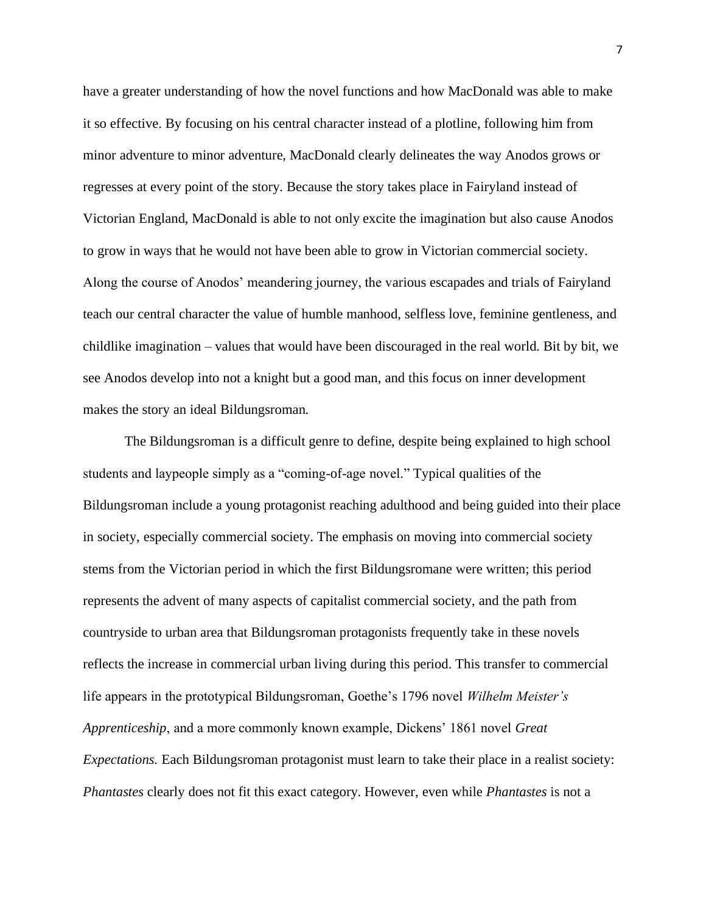have a greater understanding of how the novel functions and how MacDonald was able to make it so effective. By focusing on his central character instead of a plotline, following him from minor adventure to minor adventure, MacDonald clearly delineates the way Anodos grows or regresses at every point of the story. Because the story takes place in Fairyland instead of Victorian England, MacDonald is able to not only excite the imagination but also cause Anodos to grow in ways that he would not have been able to grow in Victorian commercial society. Along the course of Anodos' meandering journey, the various escapades and trials of Fairyland teach our central character the value of humble manhood, selfless love, feminine gentleness, and childlike imagination – values that would have been discouraged in the real world. Bit by bit, we see Anodos develop into not a knight but a good man, and this focus on inner development makes the story an ideal Bildungsroman.

The Bildungsroman is a difficult genre to define, despite being explained to high school students and laypeople simply as a "coming-of-age novel." Typical qualities of the Bildungsroman include a young protagonist reaching adulthood and being guided into their place in society, especially commercial society. The emphasis on moving into commercial society stems from the Victorian period in which the first Bildungsromane were written; this period represents the advent of many aspects of capitalist commercial society, and the path from countryside to urban area that Bildungsroman protagonists frequently take in these novels reflects the increase in commercial urban living during this period. This transfer to commercial life appears in the prototypical Bildungsroman, Goethe's 1796 novel *Wilhelm Meister's Apprenticeship*, and a more commonly known example, Dickens' 1861 novel *Great Expectations.* Each Bildungsroman protagonist must learn to take their place in a realist society: *Phantastes* clearly does not fit this exact category. However, even while *Phantastes* is not a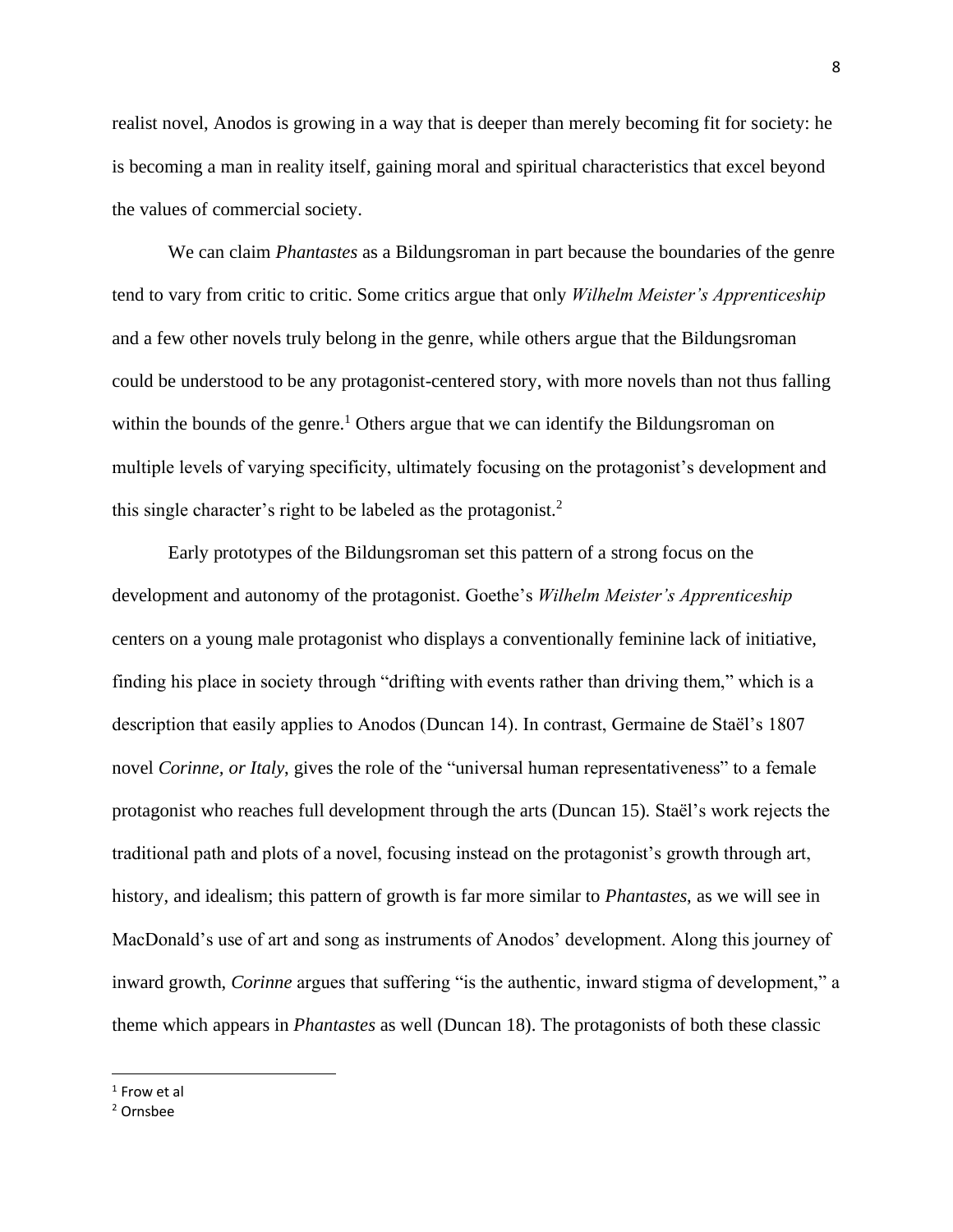realist novel, Anodos is growing in a way that is deeper than merely becoming fit for society: he is becoming a man in reality itself, gaining moral and spiritual characteristics that excel beyond the values of commercial society.

We can claim *Phantastes* as a Bildungsroman in part because the boundaries of the genre tend to vary from critic to critic. Some critics argue that only *Wilhelm Meister's Apprenticeship* and a few other novels truly belong in the genre, while others argue that the Bildungsroman could be understood to be any protagonist-centered story, with more novels than not thus falling within the bounds of the genre.[1] Others argue that we can identify the Bildungsroman on multiple levels of varying specificity, ultimately focusing on the protagonist's development and this single character's right to be labeled as the protagonist.[2]

Early prototypes of the Bildungsroman set this pattern of a strong focus on the development and autonomy of the protagonist. Goethe's *Wilhelm Meister's Apprenticeship* centers on a young male protagonist who displays a conventionally feminine lack of initiative, finding his place in society through "drifting with events rather than driving them," which is a description that easily applies to Anodos (Duncan 14). In contrast, Germaine de Staël's 1807 novel *Corinne, or Italy*, gives the role of the "universal human representativeness" to a female protagonist who reaches full development through the arts (Duncan 15). Staël's work rejects the traditional path and plots of a novel, focusing instead on the protagonist's growth through art, history, and idealism; this pattern of growth is far more similar to *Phantastes*, as we will see in MacDonald's use of art and song as instruments of Anodos' development. Along this journey of inward growth, *Corinne* argues that suffering "is the authentic, inward stigma of development," a theme which appears in *Phantastes* as well (Duncan 18). The protagonists of both these classic

[1] Frow et al

[2] Ornsbee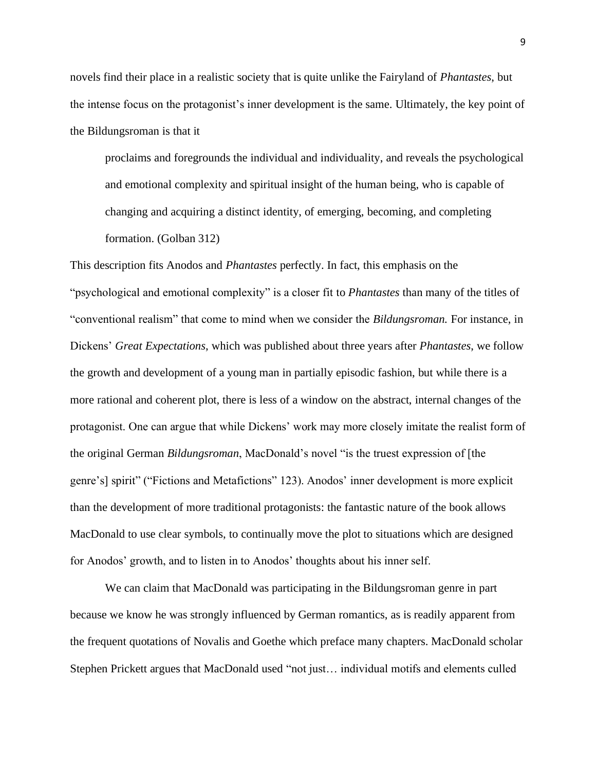novels find their place in a realistic society that is quite unlike the Fairyland of *Phantastes*, but the intense focus on the protagonist's inner development is the same. Ultimately, the key point of the Bildungsroman is that it

> proclaims and foregrounds the individual and individuality, and reveals the psychological and emotional complexity and spiritual insight of the human being, who is capable of changing and acquiring a distinct identity, of emerging, becoming, and completing formation. (Golban 312)

This description fits Anodos and *Phantastes* perfectly. In fact, this emphasis on the "psychological and emotional complexity" is a closer fit to *Phantastes* than many of the titles of "conventional realism" that come to mind when we consider the *Bildungsroman.* For instance, in Dickens' *Great Expectations*, which was published about three years after *Phantastes*, we follow the growth and development of a young man in partially episodic fashion, but while there is a more rational and coherent plot, there is less of a window on the abstract, internal changes of the protagonist. One can argue that while Dickens' work may more closely imitate the realist form of the original German *Bildungsroman*, MacDonald's novel "is the truest expression of [the genre's] spirit" ("Fictions and Metafictions" 123). Anodos' inner development is more explicit than the development of more traditional protagonists: the fantastic nature of the book allows MacDonald to use clear symbols, to continually move the plot to situations which are designed for Anodos' growth, and to listen in to Anodos' thoughts about his inner self.

We can claim that MacDonald was participating in the Bildungsroman genre in part because we know he was strongly influenced by German romantics, as is readily apparent from the frequent quotations of Novalis and Goethe which preface many chapters. MacDonald scholar Stephen Prickett argues that MacDonald used "not just… individual motifs and elements culled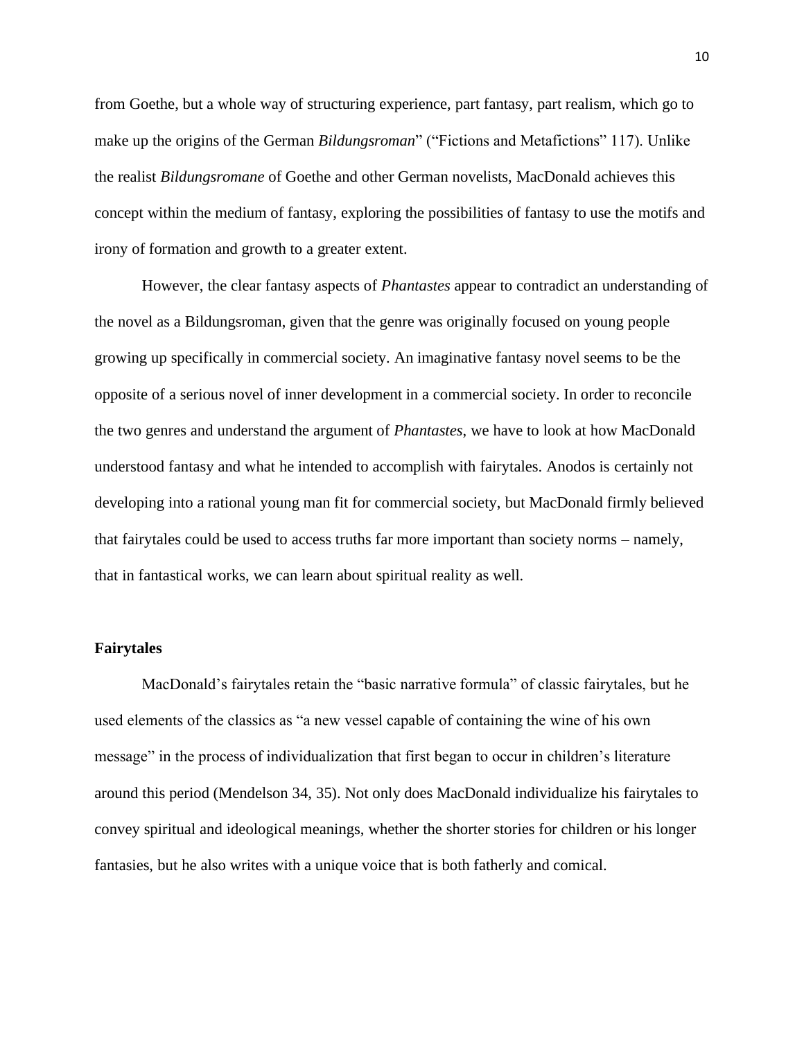from Goethe, but a whole way of structuring experience, part fantasy, part realism, which go to make up the origins of the German *Bildungsroman*" ("Fictions and Metafictions" 117). Unlike the realist *Bildungsromane* of Goethe and other German novelists, MacDonald achieves this concept within the medium of fantasy, exploring the possibilities of fantasy to use the motifs and irony of formation and growth to a greater extent.

However, the clear fantasy aspects of *Phantastes* appear to contradict an understanding of the novel as a Bildungsroman, given that the genre was originally focused on young people growing up specifically in commercial society. An imaginative fantasy novel seems to be the opposite of a serious novel of inner development in a commercial society. In order to reconcile the two genres and understand the argument of *Phantastes*, we have to look at how MacDonald understood fantasy and what he intended to accomplish with fairytales. Anodos is certainly not developing into a rational young man fit for commercial society, but MacDonald firmly believed that fairytales could be used to access truths far more important than society norms – namely, that in fantastical works, we can learn about spiritual reality as well.

**Fairytales**

MacDonald's fairytales retain the "basic narrative formula" of classic fairytales, but he used elements of the classics as "a new vessel capable of containing the wine of his own message" in the process of individualization that first began to occur in children's literature around this period (Mendelson 34, 35). Not only does MacDonald individualize his fairytales to convey spiritual and ideological meanings, whether the shorter stories for children or his longer fantasies, but he also writes with a unique voice that is both fatherly and comical.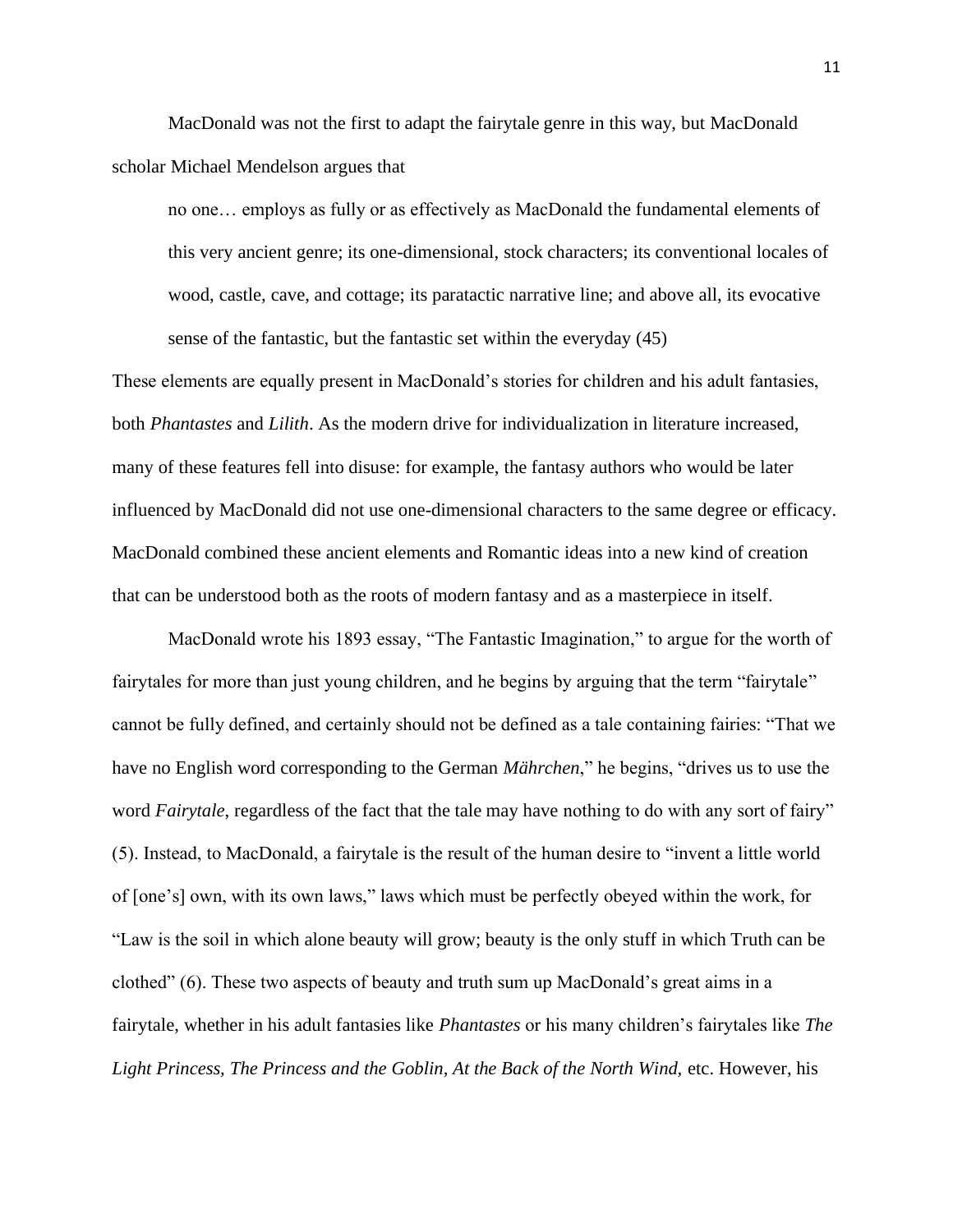MacDonald was not the first to adapt the fairytale genre in this way, but MacDonald scholar Michael Mendelson argues that

> no one… employs as fully or as effectively as MacDonald the fundamental elements of this very ancient genre; its one-dimensional, stock characters; its conventional locales of wood, castle, cave, and cottage; its paratactic narrative line; and above all, its evocative sense of the fantastic, but the fantastic set within the everyday (45)

These elements are equally present in MacDonald's stories for children and his adult fantasies, both *Phantastes* and *Lilith*. As the modern drive for individualization in literature increased, many of these features fell into disuse: for example, the fantasy authors who would be later influenced by MacDonald did not use one-dimensional characters to the same degree or efficacy. MacDonald combined these ancient elements and Romantic ideas into a new kind of creation that can be understood both as the roots of modern fantasy and as a masterpiece in itself.

MacDonald wrote his 1893 essay, "The Fantastic Imagination," to argue for the worth of fairytales for more than just young children, and he begins by arguing that the term "fairytale" cannot be fully defined, and certainly should not be defined as a tale containing fairies: "That we have no English word corresponding to the German *Mährchen*," he begins, "drives us to use the word *Fairytale*, regardless of the fact that the tale may have nothing to do with any sort of fairy" (5). Instead, to MacDonald, a fairytale is the result of the human desire to "invent a little world of [one's] own, with its own laws," laws which must be perfectly obeyed within the work, for "Law is the soil in which alone beauty will grow; beauty is the only stuff in which Truth can be clothed" (6). These two aspects of beauty and truth sum up MacDonald's great aims in a fairytale, whether in his adult fantasies like *Phantastes* or his many children's fairytales like *The Light Princess, The Princess and the Goblin, At the Back of the North Wind,* etc. However, his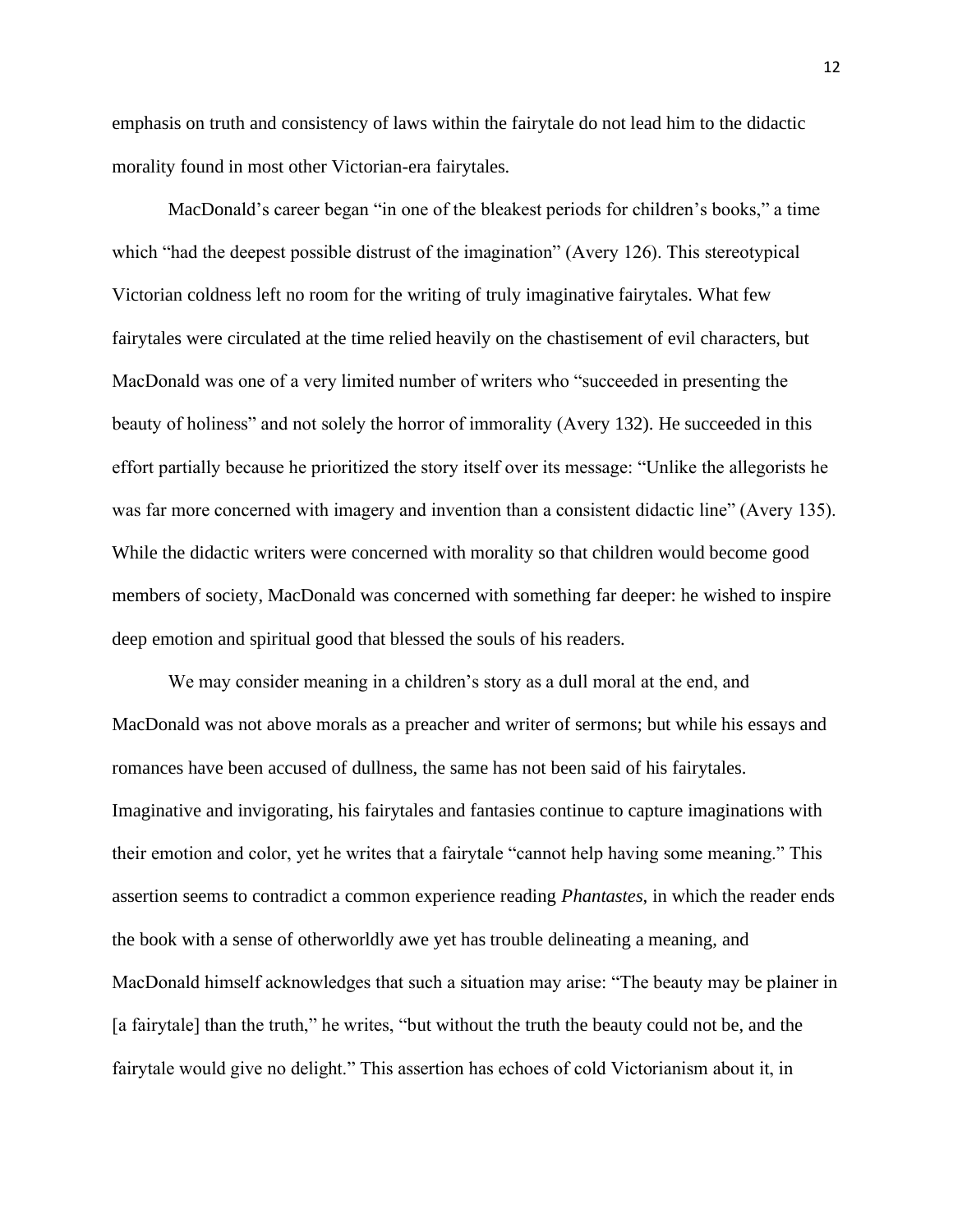emphasis on truth and consistency of laws within the fairytale do not lead him to the didactic morality found in most other Victorian-era fairytales.

MacDonald's career began "in one of the bleakest periods for children's books," a time which "had the deepest possible distrust of the imagination" (Avery 126). This stereotypical Victorian coldness left no room for the writing of truly imaginative fairytales. What few fairytales were circulated at the time relied heavily on the chastisement of evil characters, but MacDonald was one of a very limited number of writers who "succeeded in presenting the beauty of holiness" and not solely the horror of immorality (Avery 132). He succeeded in this effort partially because he prioritized the story itself over its message: "Unlike the allegorists he was far more concerned with imagery and invention than a consistent didactic line" (Avery 135). While the didactic writers were concerned with morality so that children would become good members of society, MacDonald was concerned with something far deeper: he wished to inspire deep emotion and spiritual good that blessed the souls of his readers.

We may consider meaning in a children's story as a dull moral at the end, and MacDonald was not above morals as a preacher and writer of sermons; but while his essays and romances have been accused of dullness, the same has not been said of his fairytales. Imaginative and invigorating, his fairytales and fantasies continue to capture imaginations with their emotion and color, yet he writes that a fairytale "cannot help having some meaning." This assertion seems to contradict a common experience reading *Phantastes*, in which the reader ends the book with a sense of otherworldly awe yet has trouble delineating a meaning, and MacDonald himself acknowledges that such a situation may arise: "The beauty may be plainer in [a fairytale] than the truth," he writes, "but without the truth the beauty could not be, and the fairytale would give no delight." This assertion has echoes of cold Victorianism about it, in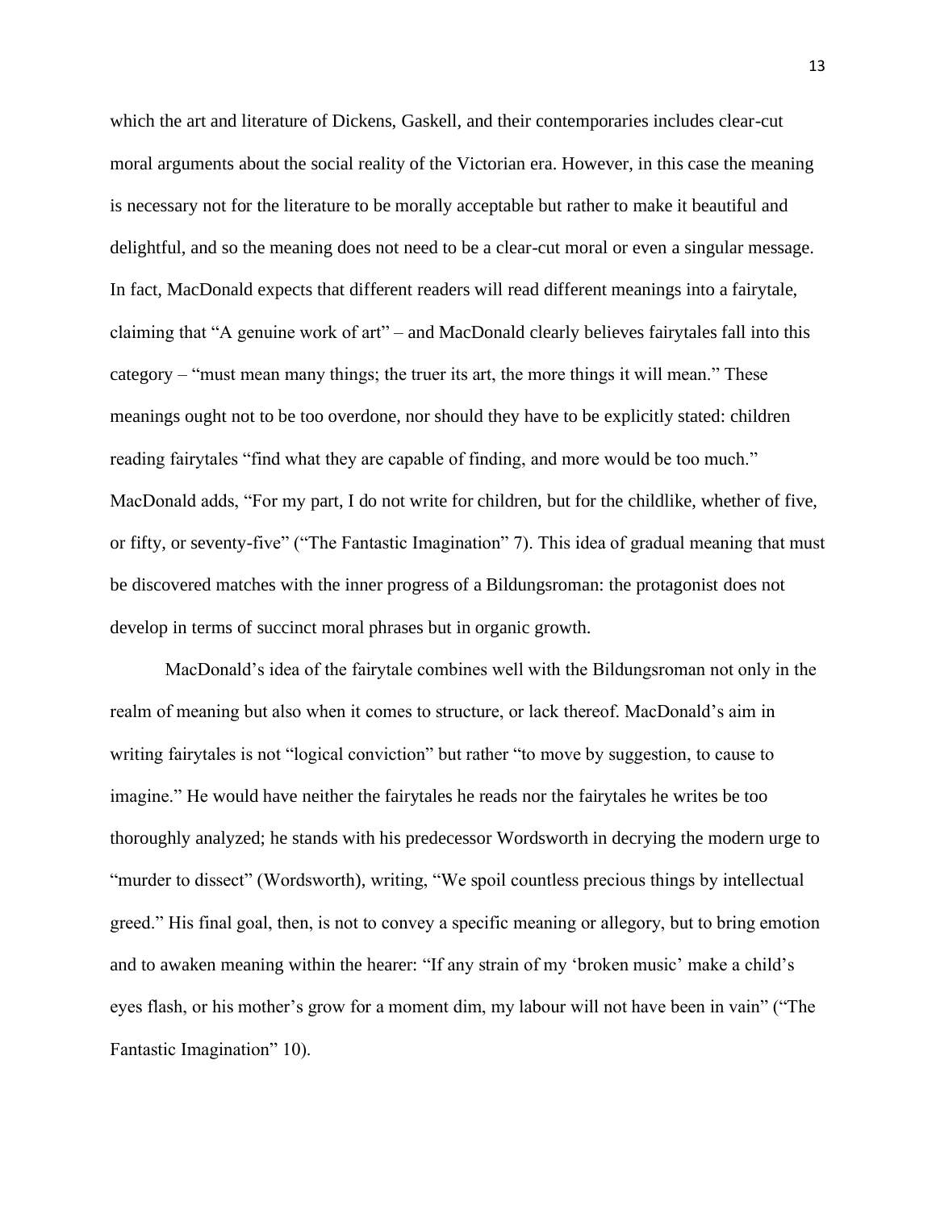which the art and literature of Dickens, Gaskell, and their contemporaries includes clear-cut moral arguments about the social reality of the Victorian era. However, in this case the meaning is necessary not for the literature to be morally acceptable but rather to make it beautiful and delightful, and so the meaning does not need to be a clear-cut moral or even a singular message. In fact, MacDonald expects that different readers will read different meanings into a fairytale, claiming that "A genuine work of art" – and MacDonald clearly believes fairytales fall into this category – "must mean many things; the truer its art, the more things it will mean." These meanings ought not to be too overdone, nor should they have to be explicitly stated: children reading fairytales "find what they are capable of finding, and more would be too much." MacDonald adds, "For my part, I do not write for children, but for the childlike, whether of five, or fifty, or seventy-five" ("The Fantastic Imagination" 7). This idea of gradual meaning that must be discovered matches with the inner progress of a Bildungsroman: the protagonist does not develop in terms of succinct moral phrases but in organic growth.

MacDonald's idea of the fairytale combines well with the Bildungsroman not only in the realm of meaning but also when it comes to structure, or lack thereof. MacDonald's aim in writing fairytales is not "logical conviction" but rather "to move by suggestion, to cause to imagine." He would have neither the fairytales he reads nor the fairytales he writes be too thoroughly analyzed; he stands with his predecessor Wordsworth in decrying the modern urge to "murder to dissect" (Wordsworth), writing, "We spoil countless precious things by intellectual greed." His final goal, then, is not to convey a specific meaning or allegory, but to bring emotion and to awaken meaning within the hearer: "If any strain of my 'broken music' make a child's eyes flash, or his mother's grow for a moment dim, my labour will not have been in vain" ("The Fantastic Imagination" 10).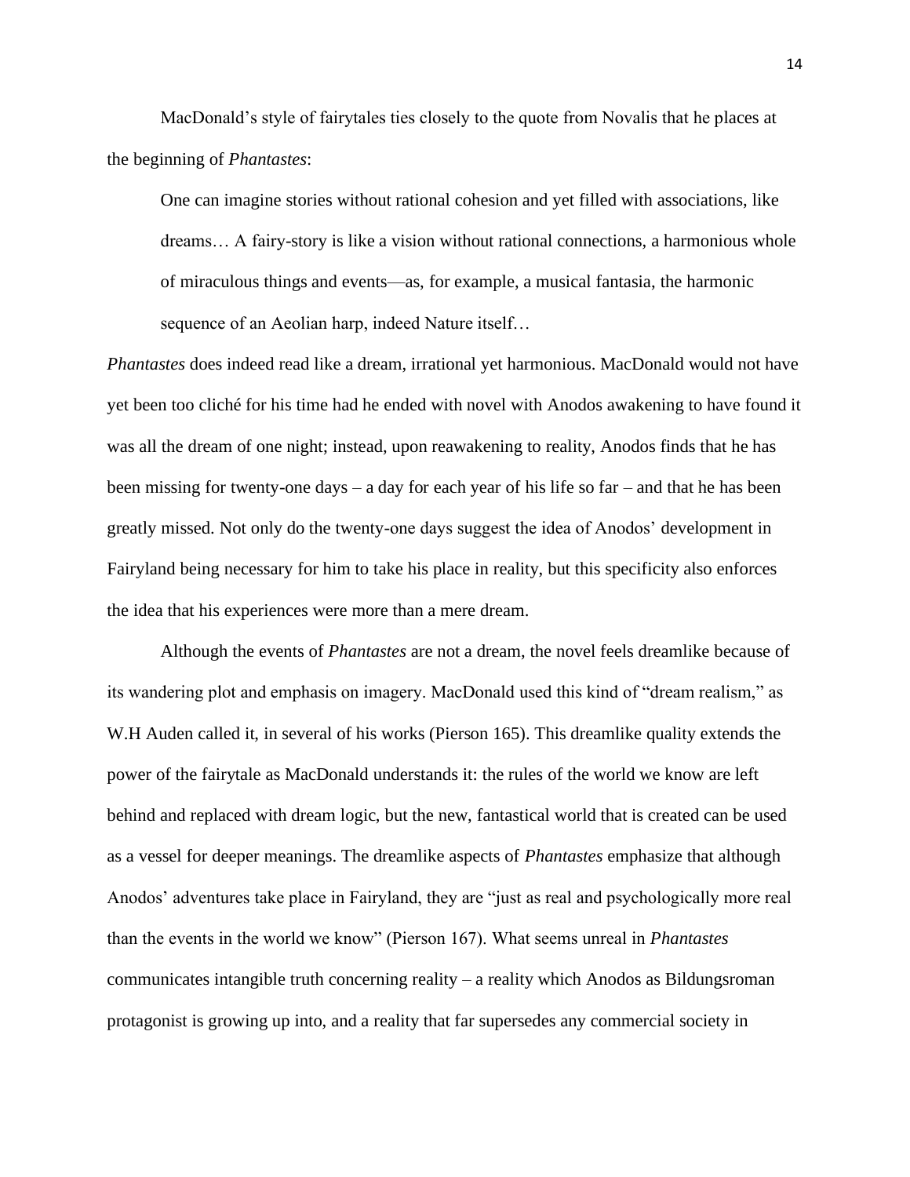MacDonald's style of fairytales ties closely to the quote from Novalis that he places at the beginning of *Phantastes*:

> One can imagine stories without rational cohesion and yet filled with associations, like dreams… A fairy-story is like a vision without rational connections, a harmonious whole of miraculous things and events—as, for example, a musical fantasia, the harmonic sequence of an Aeolian harp, indeed Nature itself…

*Phantastes* does indeed read like a dream, irrational yet harmonious. MacDonald would not have yet been too cliché for his time had he ended with novel with Anodos awakening to have found it was all the dream of one night; instead, upon reawakening to reality, Anodos finds that he has been missing for twenty-one days – a day for each year of his life so far – and that he has been greatly missed. Not only do the twenty-one days suggest the idea of Anodos' development in Fairyland being necessary for him to take his place in reality, but this specificity also enforces the idea that his experiences were more than a mere dream.

Although the events of *Phantastes* are not a dream, the novel feels dreamlike because of its wandering plot and emphasis on imagery. MacDonald used this kind of "dream realism," as W.H Auden called it, in several of his works (Pierson 165). This dreamlike quality extends the power of the fairytale as MacDonald understands it: the rules of the world we know are left behind and replaced with dream logic, but the new, fantastical world that is created can be used as a vessel for deeper meanings. The dreamlike aspects of *Phantastes* emphasize that although Anodos' adventures take place in Fairyland, they are "just as real and psychologically more real than the events in the world we know" (Pierson 167). What seems unreal in *Phantastes* communicates intangible truth concerning reality – a reality which Anodos as Bildungsroman protagonist is growing up into, and a reality that far supersedes any commercial society in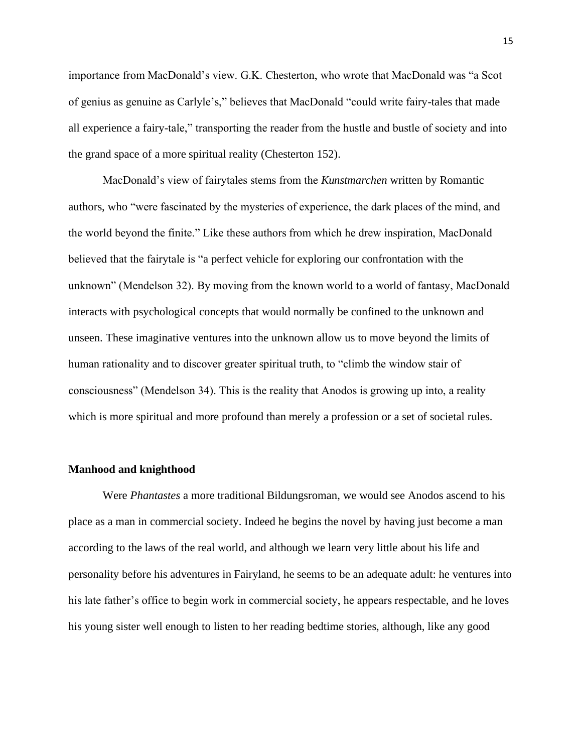importance from MacDonald's view. G.K. Chesterton, who wrote that MacDonald was "a Scot of genius as genuine as Carlyle's," believes that MacDonald "could write fairy-tales that made all experience a fairy-tale," transporting the reader from the hustle and bustle of society and into the grand space of a more spiritual reality (Chesterton 152).

MacDonald's view of fairytales stems from the *Kunstmarchen* written by Romantic authors, who "were fascinated by the mysteries of experience, the dark places of the mind, and the world beyond the finite." Like these authors from which he drew inspiration, MacDonald believed that the fairytale is "a perfect vehicle for exploring our confrontation with the unknown" (Mendelson 32). By moving from the known world to a world of fantasy, MacDonald interacts with psychological concepts that would normally be confined to the unknown and unseen. These imaginative ventures into the unknown allow us to move beyond the limits of human rationality and to discover greater spiritual truth, to "climb the window stair of consciousness" (Mendelson 34). This is the reality that Anodos is growing up into, a reality which is more spiritual and more profound than merely a profession or a set of societal rules.

### Manhood and knighthood

Were *Phantastes* a more traditional Bildungsroman, we would see Anodos ascend to his place as a man in commercial society. Indeed he begins the novel by having just become a man according to the laws of the real world, and although we learn very little about his life and personality before his adventures in Fairyland, he seems to be an adequate adult: he ventures into his late father's office to begin work in commercial society, he appears respectable, and he loves his young sister well enough to listen to her reading bedtime stories, although, like any good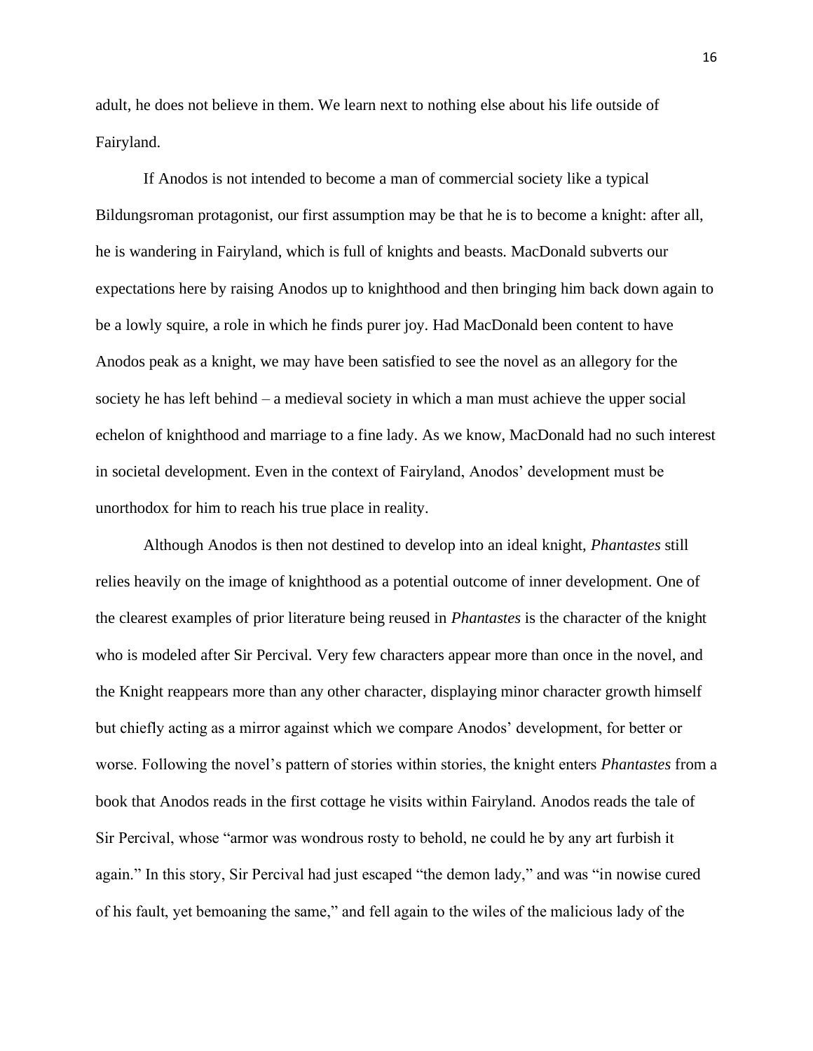adult, he does not believe in them. We learn next to nothing else about his life outside of Fairyland.

If Anodos is not intended to become a man of commercial society like a typical Bildungsroman protagonist, our first assumption may be that he is to become a knight: after all, he is wandering in Fairyland, which is full of knights and beasts. MacDonald subverts our expectations here by raising Anodos up to knighthood and then bringing him back down again to be a lowly squire, a role in which he finds purer joy. Had MacDonald been content to have Anodos peak as a knight, we may have been satisfied to see the novel as an allegory for the society he has left behind – a medieval society in which a man must achieve the upper social echelon of knighthood and marriage to a fine lady. As we know, MacDonald had no such interest in societal development. Even in the context of Fairyland, Anodos' development must be unorthodox for him to reach his true place in reality.

Although Anodos is then not destined to develop into an ideal knight, *Phantastes* still relies heavily on the image of knighthood as a potential outcome of inner development. One of the clearest examples of prior literature being reused in *Phantastes* is the character of the knight who is modeled after Sir Percival. Very few characters appear more than once in the novel, and the Knight reappears more than any other character, displaying minor character growth himself but chiefly acting as a mirror against which we compare Anodos' development, for better or worse. Following the novel's pattern of stories within stories, the knight enters *Phantastes* from a book that Anodos reads in the first cottage he visits within Fairyland. Anodos reads the tale of Sir Percival, whose "armor was wondrous rosty to behold, ne could he by any art furbish it again." In this story, Sir Percival had just escaped "the demon lady," and was "in nowise cured of his fault, yet bemoaning the same," and fell again to the wiles of the malicious lady of the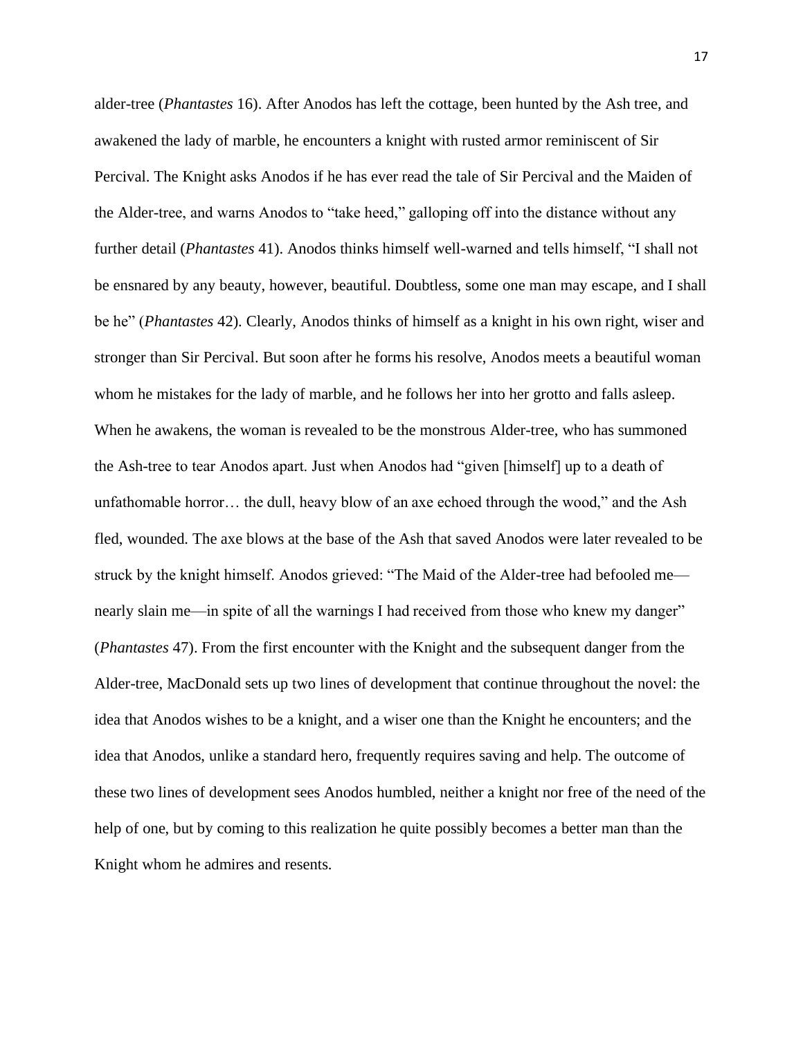alder-tree (*Phantastes* 16). After Anodos has left the cottage, been hunted by the Ash tree, and awakened the lady of marble, he encounters a knight with rusted armor reminiscent of Sir Percival. The Knight asks Anodos if he has ever read the tale of Sir Percival and the Maiden of the Alder-tree, and warns Anodos to "take heed," galloping off into the distance without any further detail (*Phantastes* 41). Anodos thinks himself well-warned and tells himself, "I shall not be ensnared by any beauty, however, beautiful. Doubtless, some one man may escape, and I shall be he" (*Phantastes* 42). Clearly, Anodos thinks of himself as a knight in his own right, wiser and stronger than Sir Percival. But soon after he forms his resolve, Anodos meets a beautiful woman whom he mistakes for the lady of marble, and he follows her into her grotto and falls asleep. When he awakens, the woman is revealed to be the monstrous Alder-tree, who has summoned the Ash-tree to tear Anodos apart. Just when Anodos had "given [himself] up to a death of unfathomable horror… the dull, heavy blow of an axe echoed through the wood," and the Ash fled, wounded. The axe blows at the base of the Ash that saved Anodos were later revealed to be struck by the knight himself. Anodos grieved: "The Maid of the Alder-tree had befooled me—nearly slain me—in spite of all the warnings I had received from those who knew my danger" (*Phantastes* 47). From the first encounter with the Knight and the subsequent danger from the Alder-tree, MacDonald sets up two lines of development that continue throughout the novel: the idea that Anodos wishes to be a knight, and a wiser one than the Knight he encounters; and the idea that Anodos, unlike a standard hero, frequently requires saving and help. The outcome of these two lines of development sees Anodos humbled, neither a knight nor free of the need of the help of one, but by coming to this realization he quite possibly becomes a better man than the Knight whom he admires and resents.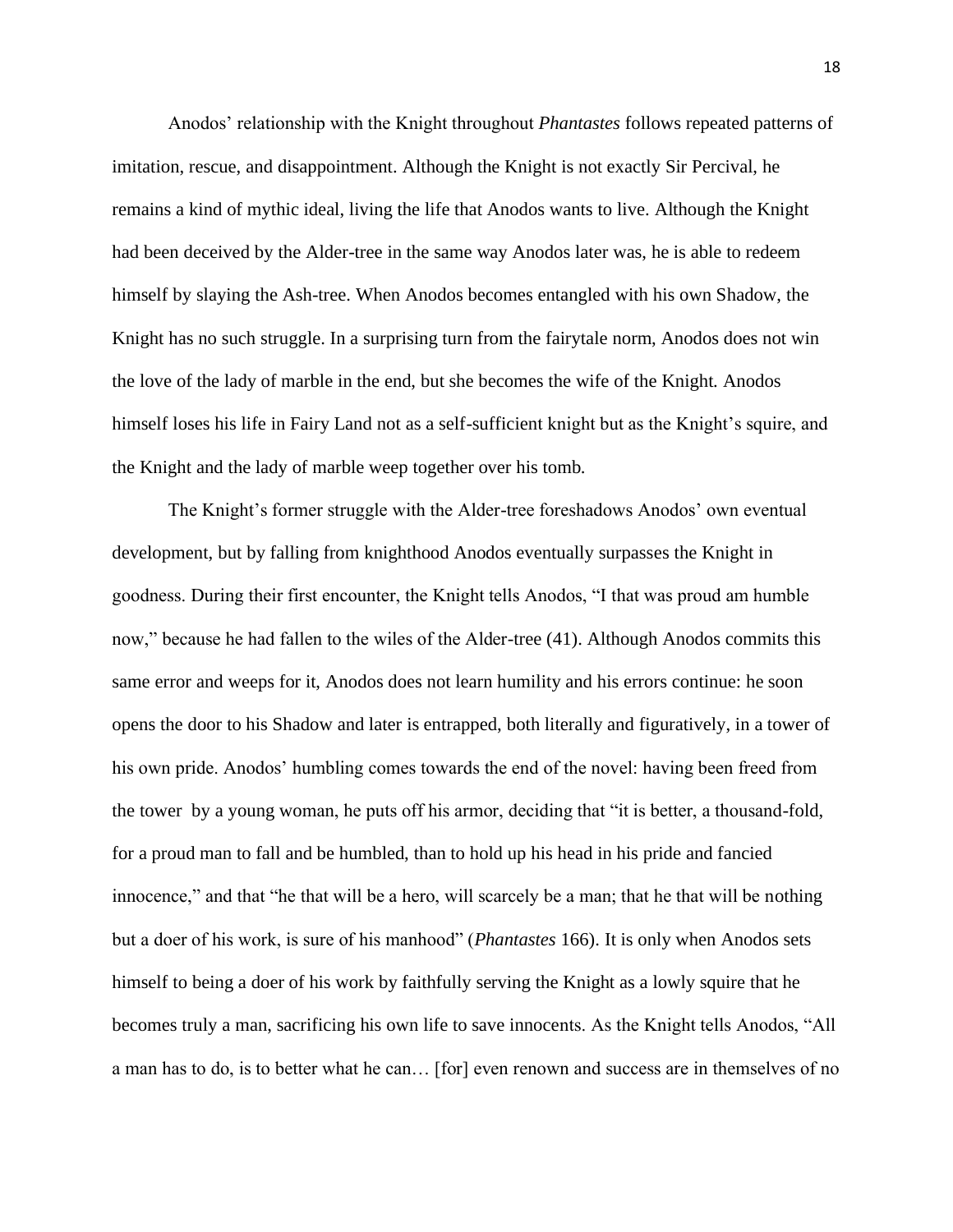Anodos' relationship with the Knight throughout *Phantastes* follows repeated patterns of imitation, rescue, and disappointment. Although the Knight is not exactly Sir Percival, he remains a kind of mythic ideal, living the life that Anodos wants to live. Although the Knight had been deceived by the Alder-tree in the same way Anodos later was, he is able to redeem himself by slaying the Ash-tree. When Anodos becomes entangled with his own Shadow, the Knight has no such struggle. In a surprising turn from the fairytale norm, Anodos does not win the love of the lady of marble in the end, but she becomes the wife of the Knight. Anodos himself loses his life in Fairy Land not as a self-sufficient knight but as the Knight's squire, and the Knight and the lady of marble weep together over his tomb.

The Knight's former struggle with the Alder-tree foreshadows Anodos' own eventual development, but by falling from knighthood Anodos eventually surpasses the Knight in goodness. During their first encounter, the Knight tells Anodos, "I that was proud am humble now," because he had fallen to the wiles of the Alder-tree (41). Although Anodos commits this same error and weeps for it, Anodos does not learn humility and his errors continue: he soon opens the door to his Shadow and later is entrapped, both literally and figuratively, in a tower of his own pride. Anodos' humbling comes towards the end of the novel: having been freed from the tower by a young woman, he puts off his armor, deciding that "it is better, a thousand-fold, for a proud man to fall and be humbled, than to hold up his head in his pride and fancied innocence," and that "he that will be a hero, will scarcely be a man; that he that will be nothing but a doer of his work, is sure of his manhood" (*Phantastes* 166). It is only when Anodos sets himself to being a doer of his work by faithfully serving the Knight as a lowly squire that he becomes truly a man, sacrificing his own life to save innocents. As the Knight tells Anodos, "All a man has to do, is to better what he can… [for] even renown and success are in themselves of no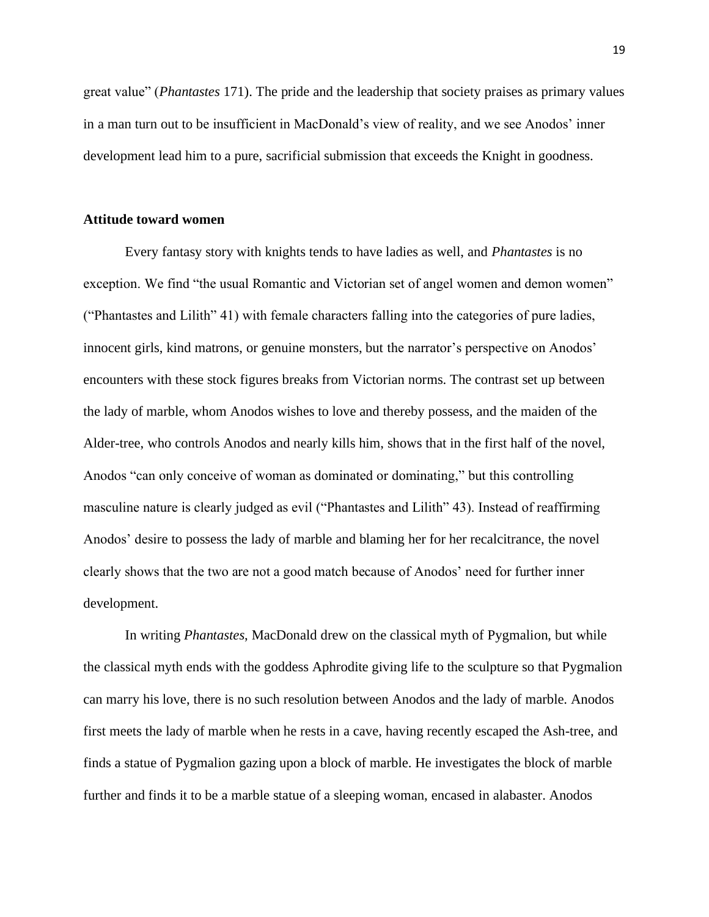great value" (*Phantastes* 171). The pride and the leadership that society praises as primary values in a man turn out to be insufficient in MacDonald's view of reality, and we see Anodos' inner development lead him to a pure, sacrificial submission that exceeds the Knight in goodness.

### Attitude toward women

Every fantasy story with knights tends to have ladies as well, and *Phantastes* is no exception. We find "the usual Romantic and Victorian set of angel women and demon women" ("Phantastes and Lilith" 41) with female characters falling into the categories of pure ladies, innocent girls, kind matrons, or genuine monsters, but the narrator's perspective on Anodos' encounters with these stock figures breaks from Victorian norms. The contrast set up between the lady of marble, whom Anodos wishes to love and thereby possess, and the maiden of the Alder-tree, who controls Anodos and nearly kills him, shows that in the first half of the novel, Anodos "can only conceive of woman as dominated or dominating," but this controlling masculine nature is clearly judged as evil ("Phantastes and Lilith" 43). Instead of reaffirming Anodos' desire to possess the lady of marble and blaming her for her recalcitrance, the novel clearly shows that the two are not a good match because of Anodos' need for further inner development.

In writing *Phantastes*, MacDonald drew on the classical myth of Pygmalion, but while the classical myth ends with the goddess Aphrodite giving life to the sculpture so that Pygmalion can marry his love, there is no such resolution between Anodos and the lady of marble. Anodos first meets the lady of marble when he rests in a cave, having recently escaped the Ash-tree, and finds a statue of Pygmalion gazing upon a block of marble. He investigates the block of marble further and finds it to be a marble statue of a sleeping woman, encased in alabaster. Anodos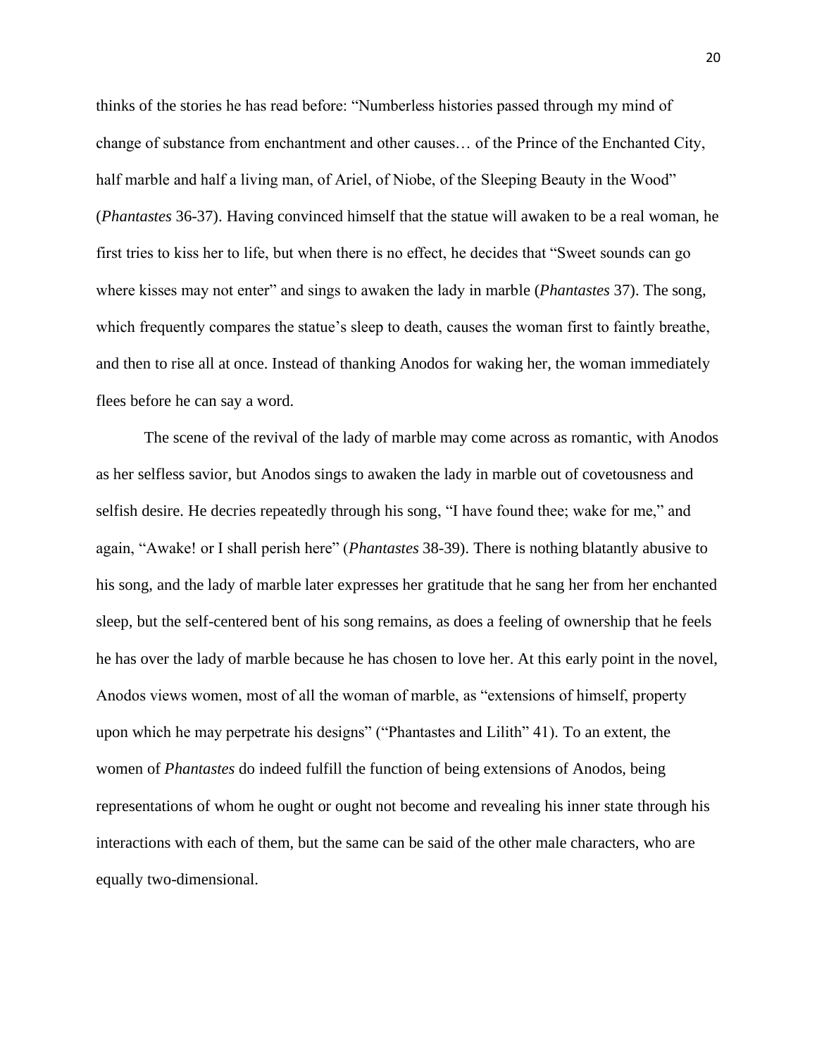thinks of the stories he has read before: "Numberless histories passed through my mind of change of substance from enchantment and other causes… of the Prince of the Enchanted City, half marble and half a living man, of Ariel, of Niobe, of the Sleeping Beauty in the Wood" (*Phantastes* 36-37). Having convinced himself that the statue will awaken to be a real woman, he first tries to kiss her to life, but when there is no effect, he decides that "Sweet sounds can go where kisses may not enter" and sings to awaken the lady in marble (*Phantastes* 37). The song, which frequently compares the statue's sleep to death, causes the woman first to faintly breathe, and then to rise all at once. Instead of thanking Anodos for waking her, the woman immediately flees before he can say a word.

The scene of the revival of the lady of marble may come across as romantic, with Anodos as her selfless savior, but Anodos sings to awaken the lady in marble out of covetousness and selfish desire. He decries repeatedly through his song, "I have found thee; wake for me," and again, "Awake! or I shall perish here" (*Phantastes* 38-39). There is nothing blatantly abusive to his song, and the lady of marble later expresses her gratitude that he sang her from her enchanted sleep, but the self-centered bent of his song remains, as does a feeling of ownership that he feels he has over the lady of marble because he has chosen to love her. At this early point in the novel, Anodos views women, most of all the woman of marble, as "extensions of himself, property upon which he may perpetrate his designs" ("Phantastes and Lilith" 41). To an extent, the women of *Phantastes* do indeed fulfill the function of being extensions of Anodos, being representations of whom he ought or ought not become and revealing his inner state through his interactions with each of them, but the same can be said of the other male characters, who are equally two-dimensional.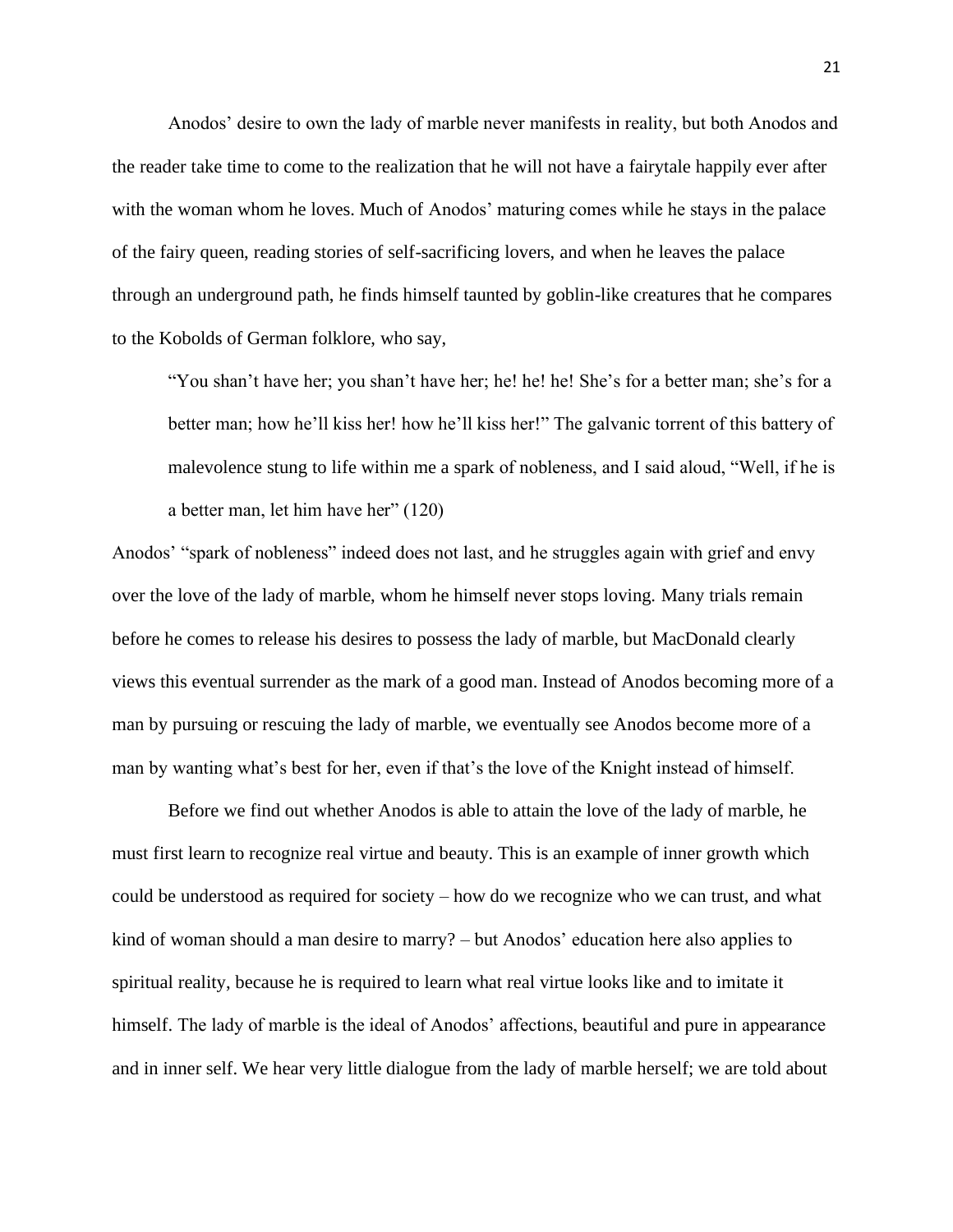Anodos' desire to own the lady of marble never manifests in reality, but both Anodos and the reader take time to come to the realization that he will not have a fairytale happily ever after with the woman whom he loves. Much of Anodos' maturing comes while he stays in the palace of the fairy queen, reading stories of self-sacrificing lovers, and when he leaves the palace through an underground path, he finds himself taunted by goblin-like creatures that he compares to the Kobolds of German folklore, who say,

> "You shan't have her; you shan't have her; he! he! he! She's for a better man; she's for a better man; how he'll kiss her! how he'll kiss her!" The galvanic torrent of this battery of malevolence stung to life within me a spark of nobleness, and I said aloud, "Well, if he is a better man, let him have her" (120)

Anodos' "spark of nobleness" indeed does not last, and he struggles again with grief and envy over the love of the lady of marble, whom he himself never stops loving. Many trials remain before he comes to release his desires to possess the lady of marble, but MacDonald clearly views this eventual surrender as the mark of a good man. Instead of Anodos becoming more of a man by pursuing or rescuing the lady of marble, we eventually see Anodos become more of a man by wanting what's best for her, even if that's the love of the Knight instead of himself.

Before we find out whether Anodos is able to attain the love of the lady of marble, he must first learn to recognize real virtue and beauty. This is an example of inner growth which could be understood as required for society – how do we recognize who we can trust, and what kind of woman should a man desire to marry? – but Anodos' education here also applies to spiritual reality, because he is required to learn what real virtue looks like and to imitate it himself. The lady of marble is the ideal of Anodos' affections, beautiful and pure in appearance and in inner self. We hear very little dialogue from the lady of marble herself; we are told about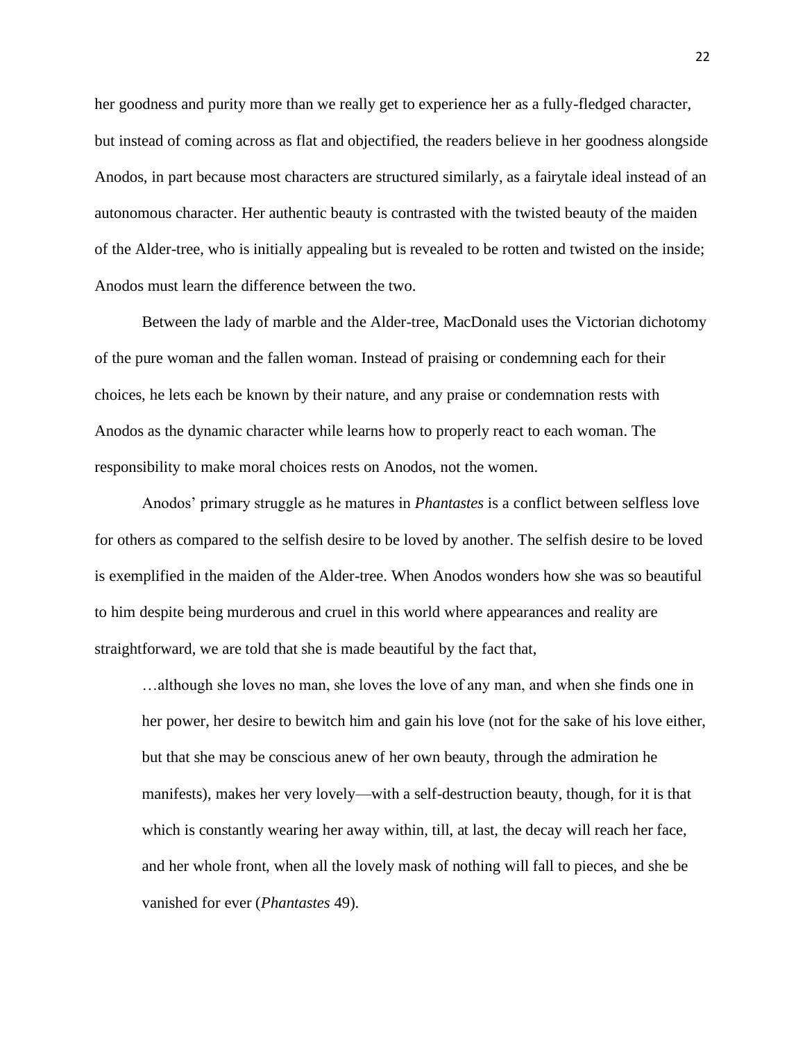her goodness and purity more than we really get to experience her as a fully-fledged character, but instead of coming across as flat and objectified, the readers believe in her goodness alongside Anodos, in part because most characters are structured similarly, as a fairytale ideal instead of an autonomous character. Her authentic beauty is contrasted with the twisted beauty of the maiden of the Alder-tree, who is initially appealing but is revealed to be rotten and twisted on the inside; Anodos must learn the difference between the two.

Between the lady of marble and the Alder-tree, MacDonald uses the Victorian dichotomy of the pure woman and the fallen woman. Instead of praising or condemning each for their choices, he lets each be known by their nature, and any praise or condemnation rests with Anodos as the dynamic character while learns how to properly react to each woman. The responsibility to make moral choices rests on Anodos, not the women.

Anodos' primary struggle as he matures in *Phantastes* is a conflict between selfless love for others as compared to the selfish desire to be loved by another. The selfish desire to be loved is exemplified in the maiden of the Alder-tree. When Anodos wonders how she was so beautiful to him despite being murderous and cruel in this world where appearances and reality are straightforward, we are told that she is made beautiful by the fact that,

> …although she loves no man, she loves the love of any man, and when she finds one in her power, her desire to bewitch him and gain his love (not for the sake of his love either, but that she may be conscious anew of her own beauty, through the admiration he manifests), makes her very lovely—with a self-destruction beauty, though, for it is that which is constantly wearing her away within, till, at last, the decay will reach her face, and her whole front, when all the lovely mask of nothing will fall to pieces, and she be vanished for ever (*Phantastes* 49).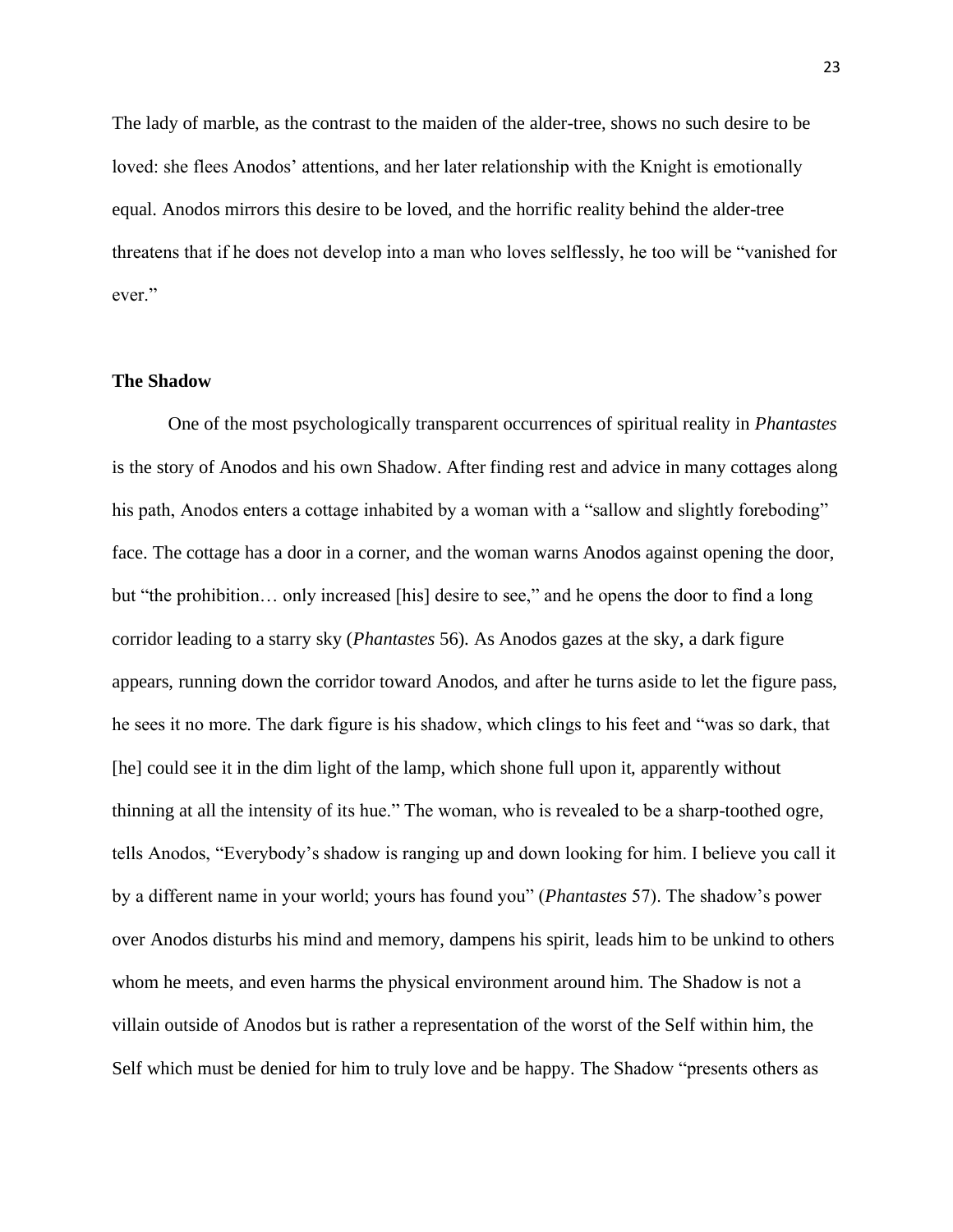The lady of marble, as the contrast to the maiden of the alder-tree, shows no such desire to be loved: she flees Anodos' attentions, and her later relationship with the Knight is emotionally equal. Anodos mirrors this desire to be loved, and the horrific reality behind the alder-tree threatens that if he does not develop into a man who loves selflessly, he too will be "vanished for ever."

### The Shadow

One of the most psychologically transparent occurrences of spiritual reality in *Phantastes* is the story of Anodos and his own Shadow. After finding rest and advice in many cottages along his path, Anodos enters a cottage inhabited by a woman with a "sallow and slightly foreboding" face. The cottage has a door in a corner, and the woman warns Anodos against opening the door, but "the prohibition… only increased [his] desire to see," and he opens the door to find a long corridor leading to a starry sky (*Phantastes* 56). As Anodos gazes at the sky, a dark figure appears, running down the corridor toward Anodos, and after he turns aside to let the figure pass, he sees it no more. The dark figure is his shadow, which clings to his feet and "was so dark, that [he] could see it in the dim light of the lamp, which shone full upon it, apparently without thinning at all the intensity of its hue." The woman, who is revealed to be a sharp-toothed ogre, tells Anodos, "Everybody's shadow is ranging up and down looking for him. I believe you call it by a different name in your world; yours has found you" (*Phantastes* 57). The shadow's power over Anodos disturbs his mind and memory, dampens his spirit, leads him to be unkind to others whom he meets, and even harms the physical environment around him. The Shadow is not a villain outside of Anodos but is rather a representation of the worst of the Self within him, the Self which must be denied for him to truly love and be happy. The Shadow "presents others as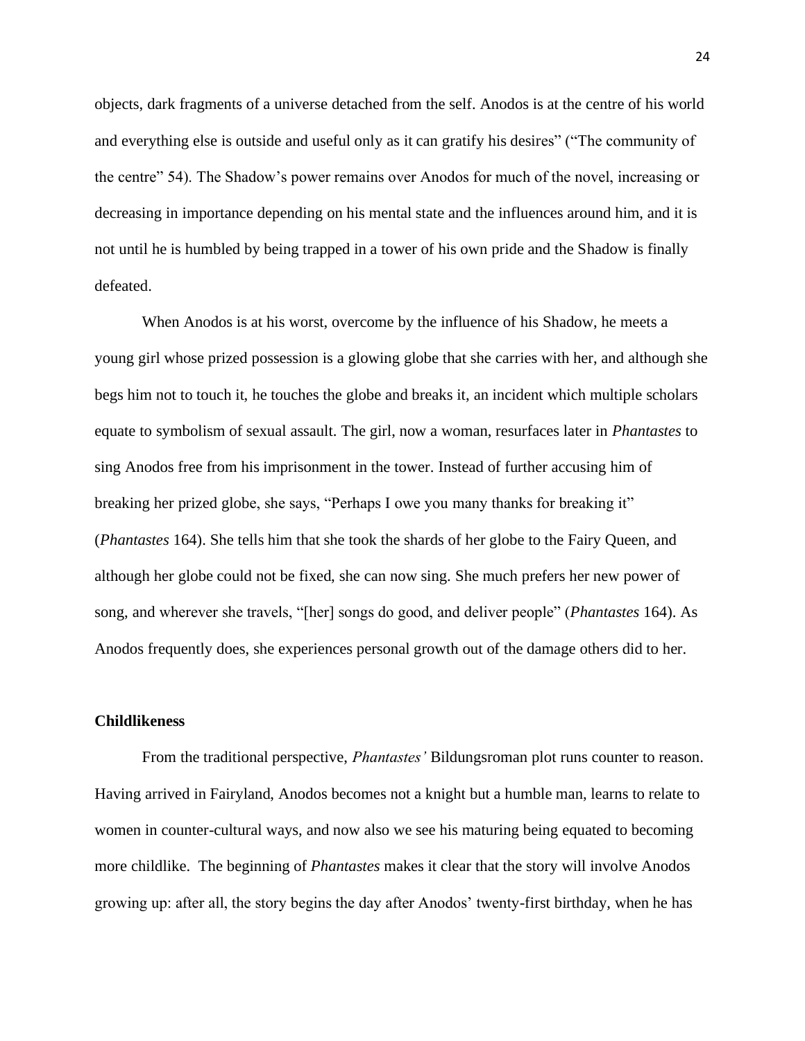objects, dark fragments of a universe detached from the self. Anodos is at the centre of his world and everything else is outside and useful only as it can gratify his desires" ("The community of the centre" 54). The Shadow's power remains over Anodos for much of the novel, increasing or decreasing in importance depending on his mental state and the influences around him, and it is not until he is humbled by being trapped in a tower of his own pride and the Shadow is finally defeated.

When Anodos is at his worst, overcome by the influence of his Shadow, he meets a young girl whose prized possession is a glowing globe that she carries with her, and although she begs him not to touch it, he touches the globe and breaks it, an incident which multiple scholars equate to symbolism of sexual assault. The girl, now a woman, resurfaces later in *Phantastes* to sing Anodos free from his imprisonment in the tower. Instead of further accusing him of breaking her prized globe, she says, "Perhaps I owe you many thanks for breaking it" (*Phantastes* 164). She tells him that she took the shards of her globe to the Fairy Queen, and although her globe could not be fixed, she can now sing. She much prefers her new power of song, and wherever she travels, "[her] songs do good, and deliver people" (*Phantastes* 164). As Anodos frequently does, she experiences personal growth out of the damage others did to her.

**Childlikeness**

From the traditional perspective, *Phantastes'* Bildungsroman plot runs counter to reason. Having arrived in Fairyland, Anodos becomes not a knight but a humble man, learns to relate to women in counter-cultural ways, and now also we see his maturing being equated to becoming more childlike. The beginning of *Phantastes* makes it clear that the story will involve Anodos growing up: after all, the story begins the day after Anodos' twenty-first birthday, when he has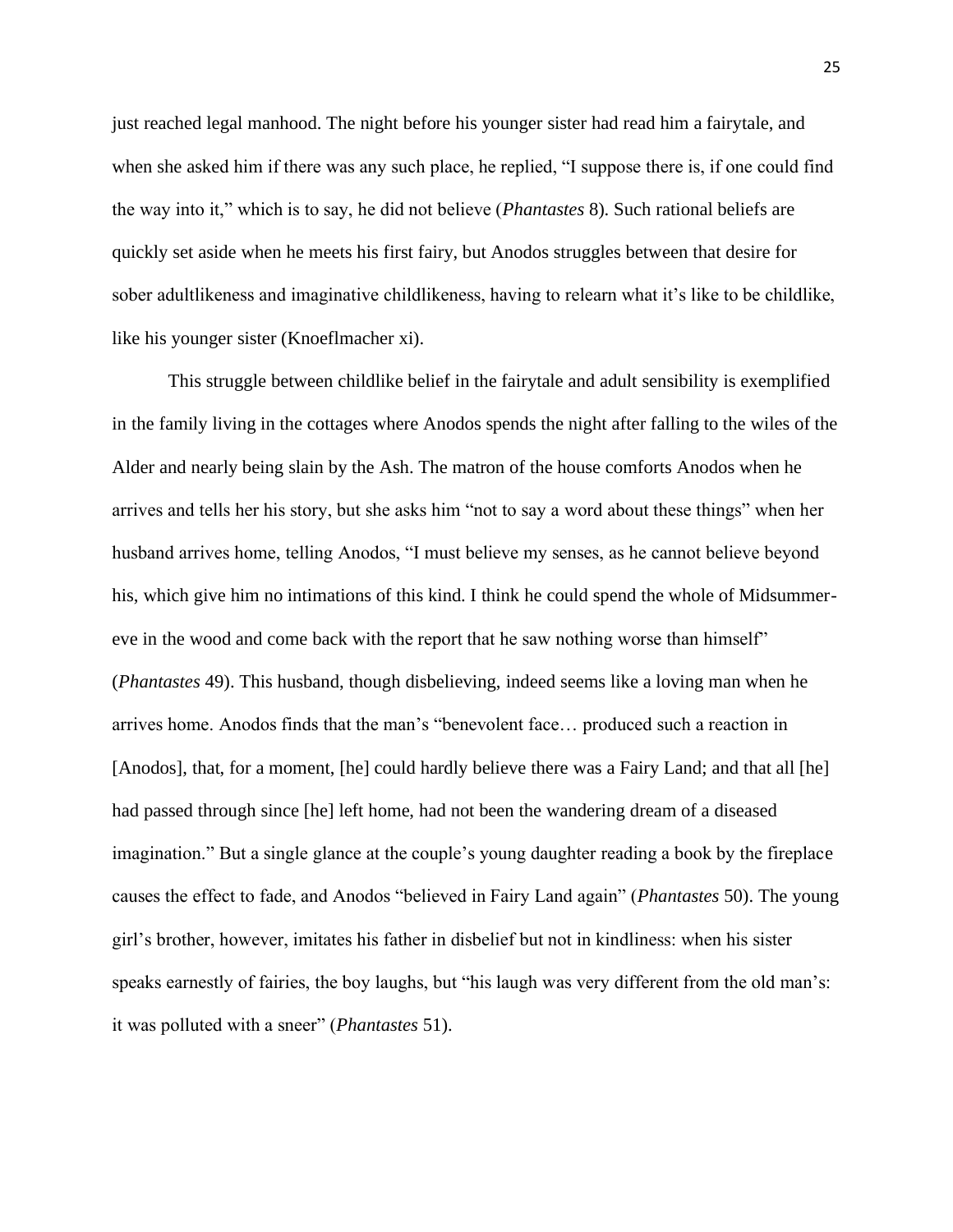just reached legal manhood. The night before his younger sister had read him a fairytale, and when she asked him if there was any such place, he replied, “I suppose there is, if one could find the way into it,” which is to say, he did not believe (*Phantastes* 8). Such rational beliefs are quickly set aside when he meets his first fairy, but Anodos struggles between that desire for sober adultlikeness and imaginative childlikeness, having to relearn what it’s like to be childlike, like his younger sister (Knoeflmacher xi).

This struggle between childlike belief in the fairytale and adult sensibility is exemplified in the family living in the cottages where Anodos spends the night after falling to the wiles of the Alder and nearly being slain by the Ash. The matron of the house comforts Anodos when he arrives and tells her his story, but she asks him “not to say a word about these things” when her husband arrives home, telling Anodos, “I must believe my senses, as he cannot believe beyond his, which give him no intimations of this kind. I think he could spend the whole of Midsummer-eve in the wood and come back with the report that he saw nothing worse than himself” (*Phantastes* 49). This husband, though disbelieving, indeed seems like a loving man when he arrives home. Anodos finds that the man’s “benevolent face… produced such a reaction in [Anodos], that, for a moment, [he] could hardly believe there was a Fairy Land; and that all [he] had passed through since [he] left home, had not been the wandering dream of a diseased imagination.” But a single glance at the couple’s young daughter reading a book by the fireplace causes the effect to fade, and Anodos “believed in Fairy Land again” (*Phantastes* 50). The young girl’s brother, however, imitates his father in disbelief but not in kindliness: when his sister speaks earnestly of fairies, the boy laughs, but “his laugh was very different from the old man’s: it was polluted with a sneer” (*Phantastes* 51).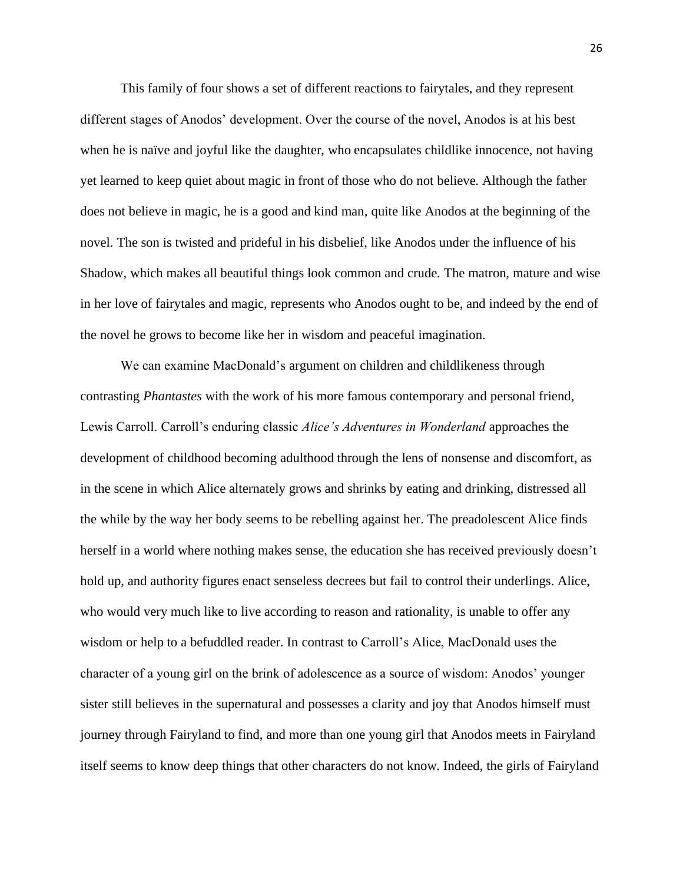This family of four shows a set of different reactions to fairytales, and they represent different stages of Anodos' development. Over the course of the novel, Anodos is at his best when he is naïve and joyful like the daughter, who encapsulates childlike innocence, not having yet learned to keep quiet about magic in front of those who do not believe. Although the father does not believe in magic, he is a good and kind man, quite like Anodos at the beginning of the novel. The son is twisted and prideful in his disbelief, like Anodos under the influence of his Shadow, which makes all beautiful things look common and crude. The matron, mature and wise in her love of fairytales and magic, represents who Anodos ought to be, and indeed by the end of the novel he grows to become like her in wisdom and peaceful imagination.

We can examine MacDonald's argument on children and childlikeness through contrasting *Phantastes* with the work of his more famous contemporary and personal friend, Lewis Carroll. Carroll's enduring classic *Alice's Adventures in Wonderland* approaches the development of childhood becoming adulthood through the lens of nonsense and discomfort, as in the scene in which Alice alternately grows and shrinks by eating and drinking, distressed all the while by the way her body seems to be rebelling against her. The preadolescent Alice finds herself in a world where nothing makes sense, the education she has received previously doesn't hold up, and authority figures enact senseless decrees but fail to control their underlings. Alice, who would very much like to live according to reason and rationality, is unable to offer any wisdom or help to a befuddled reader. In contrast to Carroll's Alice, MacDonald uses the character of a young girl on the brink of adolescence as a source of wisdom: Anodos' younger sister still believes in the supernatural and possesses a clarity and joy that Anodos himself must journey through Fairyland to find, and more than one young girl that Anodos meets in Fairyland itself seems to know deep things that other characters do not know. Indeed, the girls of Fairyland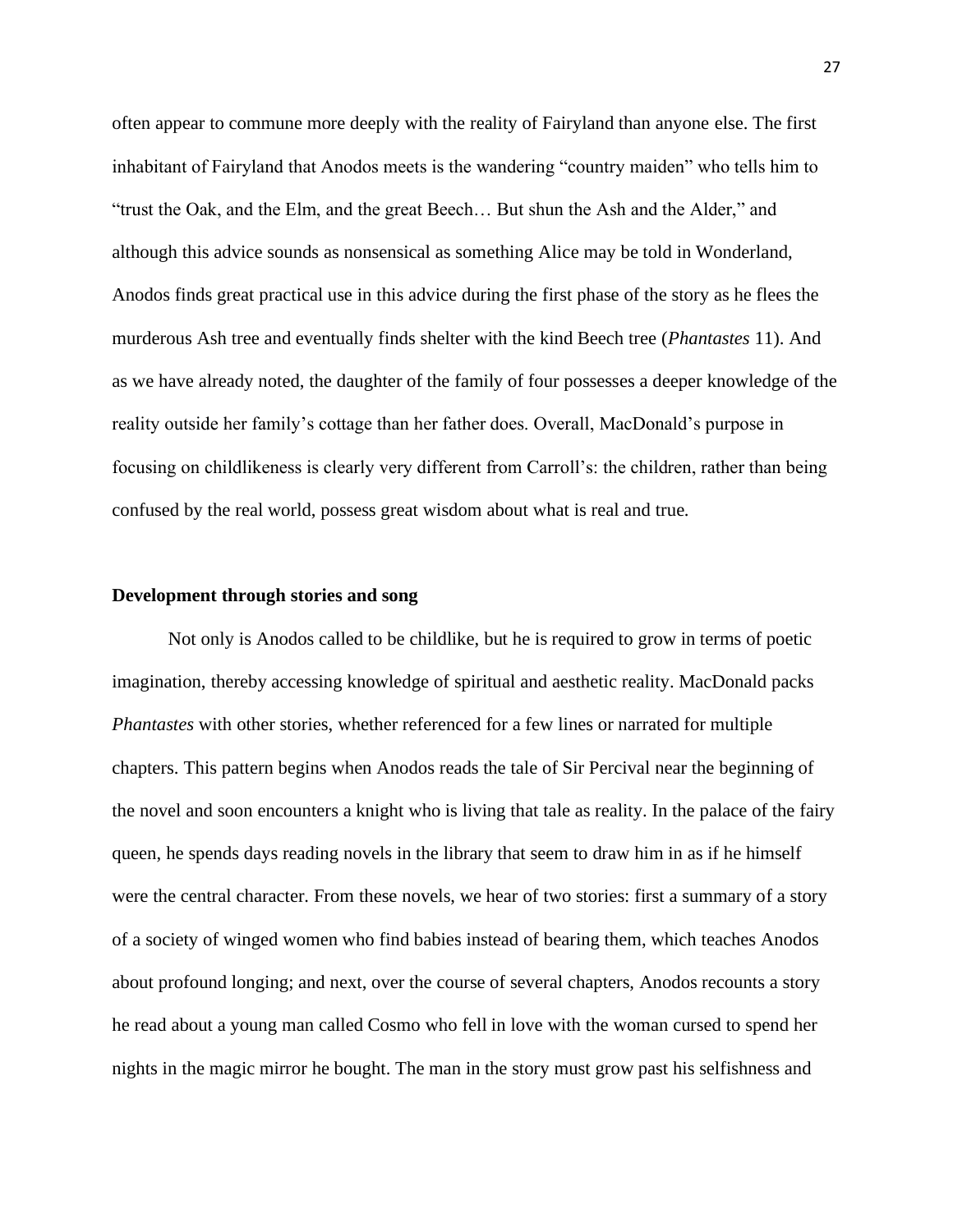often appear to commune more deeply with the reality of Fairyland than anyone else. The first inhabitant of Fairyland that Anodos meets is the wandering "country maiden" who tells him to "trust the Oak, and the Elm, and the great Beech… But shun the Ash and the Alder," and although this advice sounds as nonsensical as something Alice may be told in Wonderland, Anodos finds great practical use in this advice during the first phase of the story as he flees the murderous Ash tree and eventually finds shelter with the kind Beech tree (*Phantastes* 11). And as we have already noted, the daughter of the family of four possesses a deeper knowledge of the reality outside her family's cottage than her father does. Overall, MacDonald's purpose in focusing on childlikeness is clearly very different from Carroll's: the children, rather than being confused by the real world, possess great wisdom about what is real and true.

**Development through stories and song**

Not only is Anodos called to be childlike, but he is required to grow in terms of poetic imagination, thereby accessing knowledge of spiritual and aesthetic reality. MacDonald packs *Phantastes* with other stories, whether referenced for a few lines or narrated for multiple chapters. This pattern begins when Anodos reads the tale of Sir Percival near the beginning of the novel and soon encounters a knight who is living that tale as reality. In the palace of the fairy queen, he spends days reading novels in the library that seem to draw him in as if he himself were the central character. From these novels, we hear of two stories: first a summary of a story of a society of winged women who find babies instead of bearing them, which teaches Anodos about profound longing; and next, over the course of several chapters, Anodos recounts a story he read about a young man called Cosmo who fell in love with the woman cursed to spend her nights in the magic mirror he bought. The man in the story must grow past his selfishness and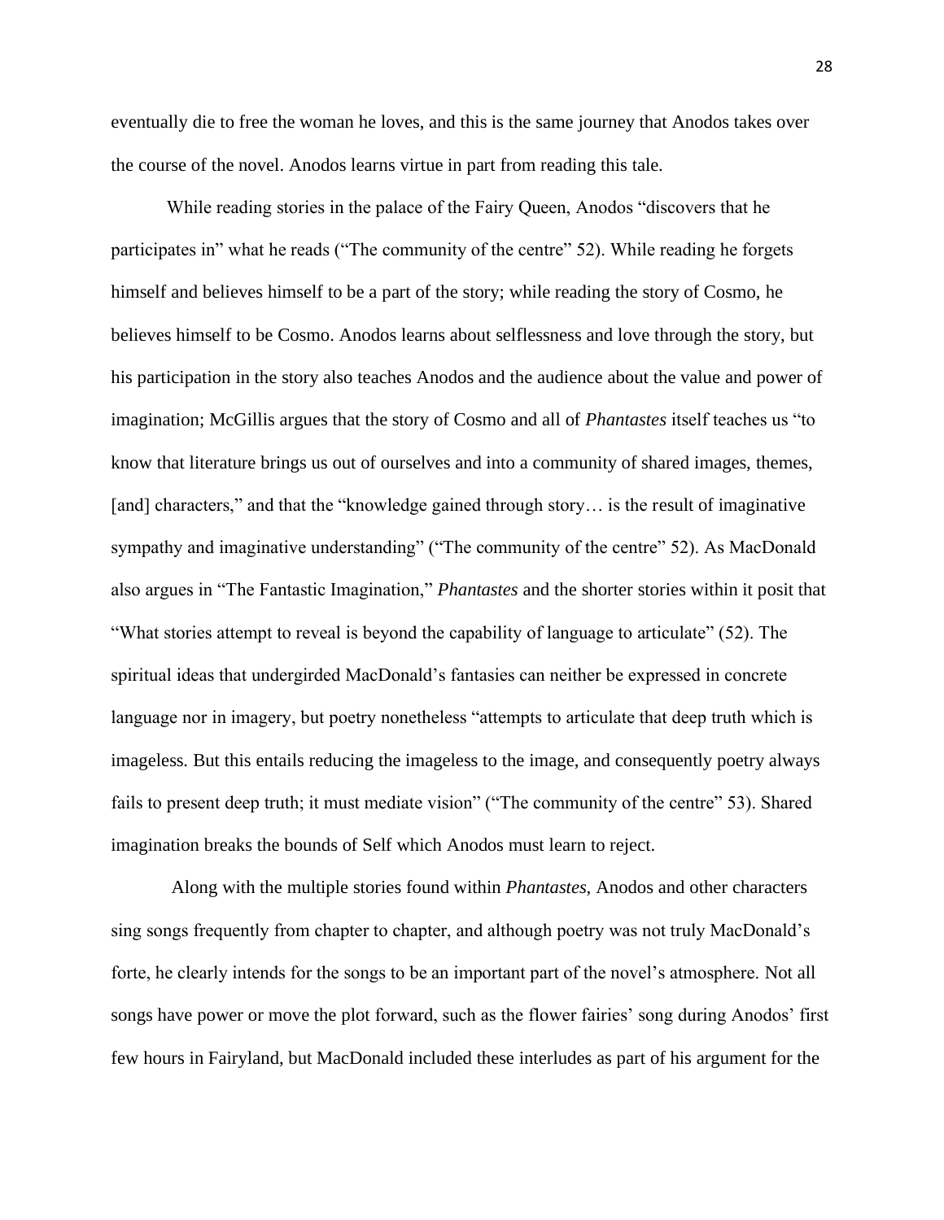eventually die to free the woman he loves, and this is the same journey that Anodos takes over the course of the novel. Anodos learns virtue in part from reading this tale.

While reading stories in the palace of the Fairy Queen, Anodos "discovers that he participates in" what he reads ("The community of the centre" 52). While reading he forgets himself and believes himself to be a part of the story; while reading the story of Cosmo, he believes himself to be Cosmo. Anodos learns about selflessness and love through the story, but his participation in the story also teaches Anodos and the audience about the value and power of imagination; McGillis argues that the story of Cosmo and all of *Phantastes* itself teaches us "to know that literature brings us out of ourselves and into a community of shared images, themes, [and] characters," and that the "knowledge gained through story… is the result of imaginative sympathy and imaginative understanding" ("The community of the centre" 52). As MacDonald also argues in "The Fantastic Imagination," *Phantastes* and the shorter stories within it posit that "What stories attempt to reveal is beyond the capability of language to articulate" (52). The spiritual ideas that undergirded MacDonald's fantasies can neither be expressed in concrete language nor in imagery, but poetry nonetheless "attempts to articulate that deep truth which is imageless. But this entails reducing the imageless to the image, and consequently poetry always fails to present deep truth; it must mediate vision" ("The community of the centre" 53). Shared imagination breaks the bounds of Self which Anodos must learn to reject.

Along with the multiple stories found within *Phantastes*, Anodos and other characters sing songs frequently from chapter to chapter, and although poetry was not truly MacDonald's forte, he clearly intends for the songs to be an important part of the novel's atmosphere. Not all songs have power or move the plot forward, such as the flower fairies' song during Anodos' first few hours in Fairyland, but MacDonald included these interludes as part of his argument for the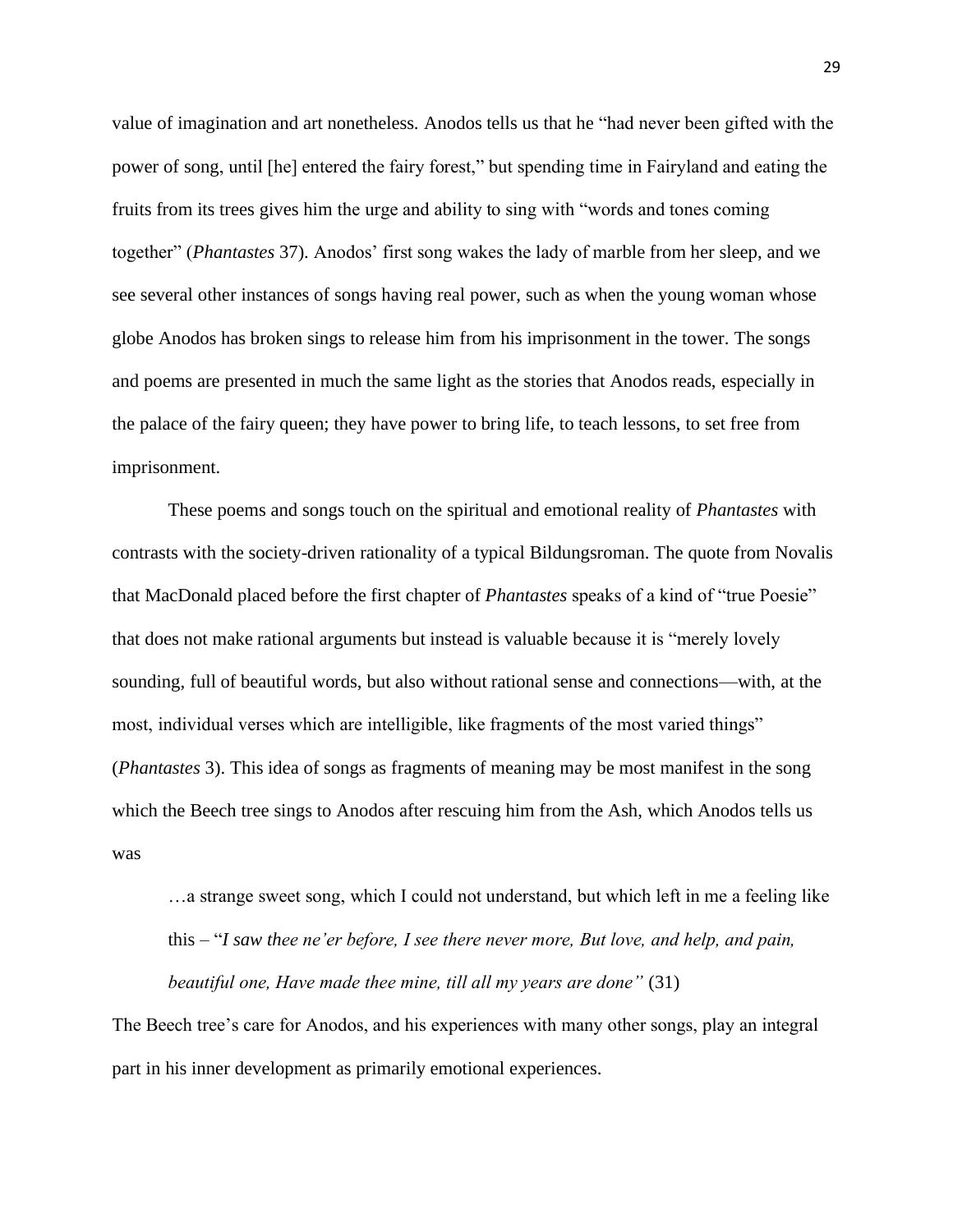value of imagination and art nonetheless. Anodos tells us that he "had never been gifted with the power of song, until [he] entered the fairy forest," but spending time in Fairyland and eating the fruits from its trees gives him the urge and ability to sing with "words and tones coming together" (*Phantastes* 37). Anodos' first song wakes the lady of marble from her sleep, and we see several other instances of songs having real power, such as when the young woman whose globe Anodos has broken sings to release him from his imprisonment in the tower. The songs and poems are presented in much the same light as the stories that Anodos reads, especially in the palace of the fairy queen; they have power to bring life, to teach lessons, to set free from imprisonment.

These poems and songs touch on the spiritual and emotional reality of *Phantastes* with contrasts with the society-driven rationality of a typical Bildungsroman. The quote from Novalis that MacDonald placed before the first chapter of *Phantastes* speaks of a kind of "true Poesie" that does not make rational arguments but instead is valuable because it is "merely lovely sounding, full of beautiful words, but also without rational sense and connections—with, at the most, individual verses which are intelligible, like fragments of the most varied things" (*Phantastes* 3). This idea of songs as fragments of meaning may be most manifest in the song which the Beech tree sings to Anodos after rescuing him from the Ash, which Anodos tells us was

> …a strange sweet song, which I could not understand, but which left in me a feeling like this – "*I saw thee ne'er before, I see there never more, But love, and help, and pain, beautiful one, Have made thee mine, till all my years are done"* (31)

The Beech tree's care for Anodos, and his experiences with many other songs, play an integral part in his inner development as primarily emotional experiences.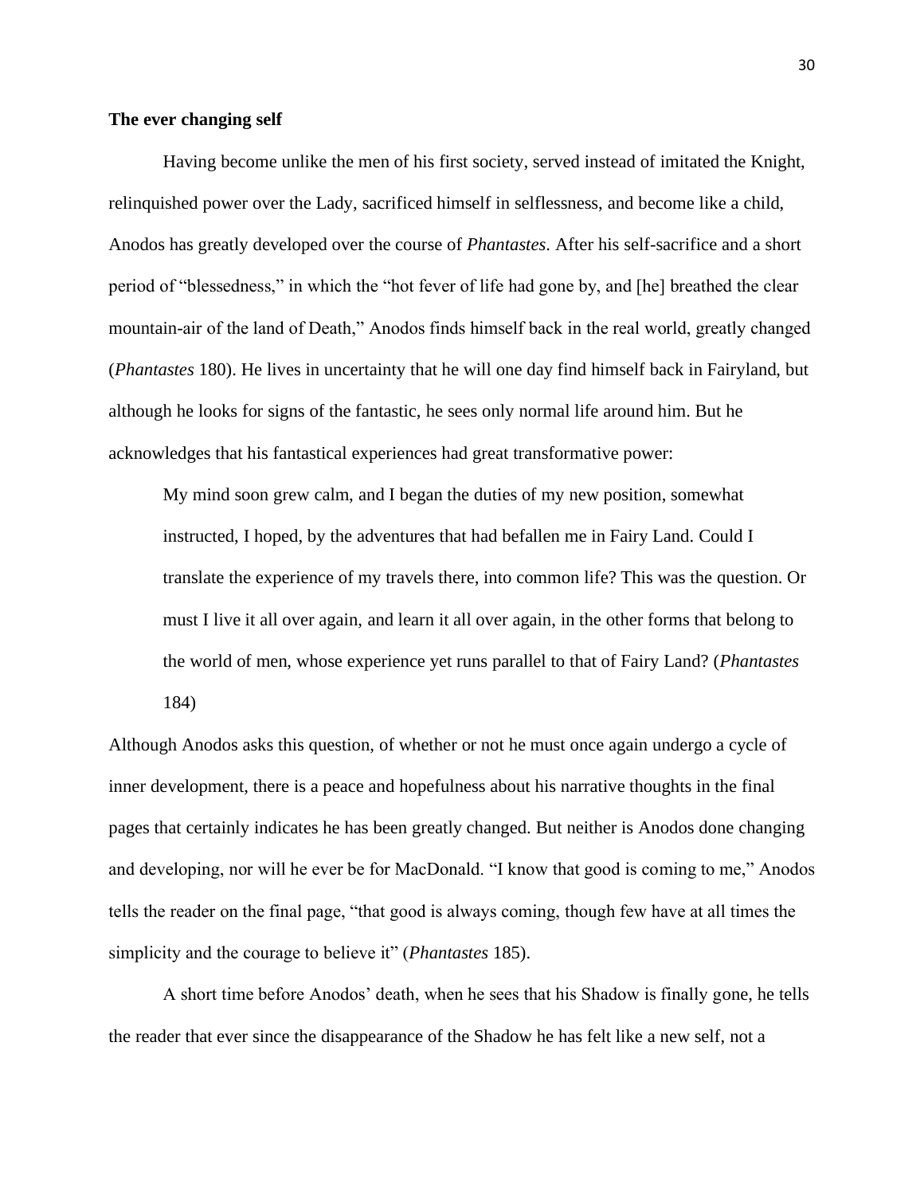**The ever changing self**

Having become unlike the men of his first society, served instead of imitated the Knight, relinquished power over the Lady, sacrificed himself in selflessness, and become like a child, Anodos has greatly developed over the course of *Phantastes*. After his self-sacrifice and a short period of "blessedness," in which the "hot fever of life had gone by, and [he] breathed the clear mountain-air of the land of Death," Anodos finds himself back in the real world, greatly changed (*Phantastes* 180). He lives in uncertainty that he will one day find himself back in Fairyland, but although he looks for signs of the fantastic, he sees only normal life around him. But he acknowledges that his fantastical experiences had great transformative power:

> My mind soon grew calm, and I began the duties of my new position, somewhat instructed, I hoped, by the adventures that had befallen me in Fairy Land. Could I translate the experience of my travels there, into common life? This was the question. Or must I live it all over again, and learn it all over again, in the other forms that belong to the world of men, whose experience yet runs parallel to that of Fairy Land? (*Phantastes* 184)

Although Anodos asks this question, of whether or not he must once again undergo a cycle of inner development, there is a peace and hopefulness about his narrative thoughts in the final pages that certainly indicates he has been greatly changed. But neither is Anodos done changing and developing, nor will he ever be for MacDonald. "I know that good is coming to me," Anodos tells the reader on the final page, "that good is always coming, though few have at all times the simplicity and the courage to believe it" (*Phantastes* 185).

A short time before Anodos' death, when he sees that his Shadow is finally gone, he tells the reader that ever since the disappearance of the Shadow he has felt like a new self, not a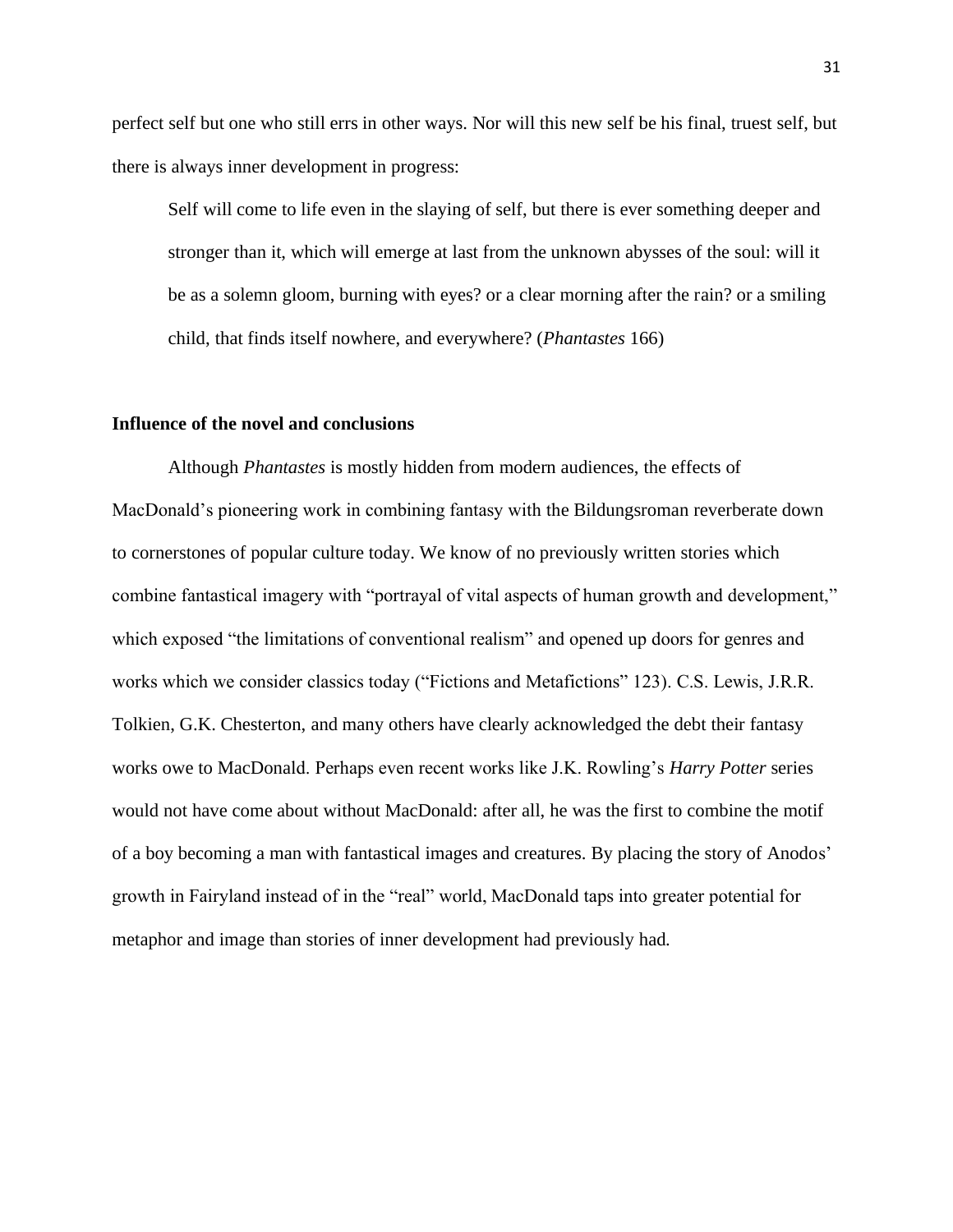perfect self but one who still errs in other ways. Nor will this new self be his final, truest self, but there is always inner development in progress:

> Self will come to life even in the slaying of self, but there is ever something deeper and stronger than it, which will emerge at last from the unknown abysses of the soul: will it be as a solemn gloom, burning with eyes? or a clear morning after the rain? or a smiling child, that finds itself nowhere, and everywhere? (*Phantastes* 166)

### Influence of the novel and conclusions

Although *Phantastes* is mostly hidden from modern audiences, the effects of MacDonald's pioneering work in combining fantasy with the Bildungsroman reverberate down to cornerstones of popular culture today. We know of no previously written stories which combine fantastical imagery with "portrayal of vital aspects of human growth and development," which exposed "the limitations of conventional realism" and opened up doors for genres and works which we consider classics today ("Fictions and Metafictions" 123). C.S. Lewis, J.R.R. Tolkien, G.K. Chesterton, and many others have clearly acknowledged the debt their fantasy works owe to MacDonald. Perhaps even recent works like J.K. Rowling's *Harry Potter* series would not have come about without MacDonald: after all, he was the first to combine the motif of a boy becoming a man with fantastical images and creatures. By placing the story of Anodos' growth in Fairyland instead of in the "real" world, MacDonald taps into greater potential for metaphor and image than stories of inner development had previously had.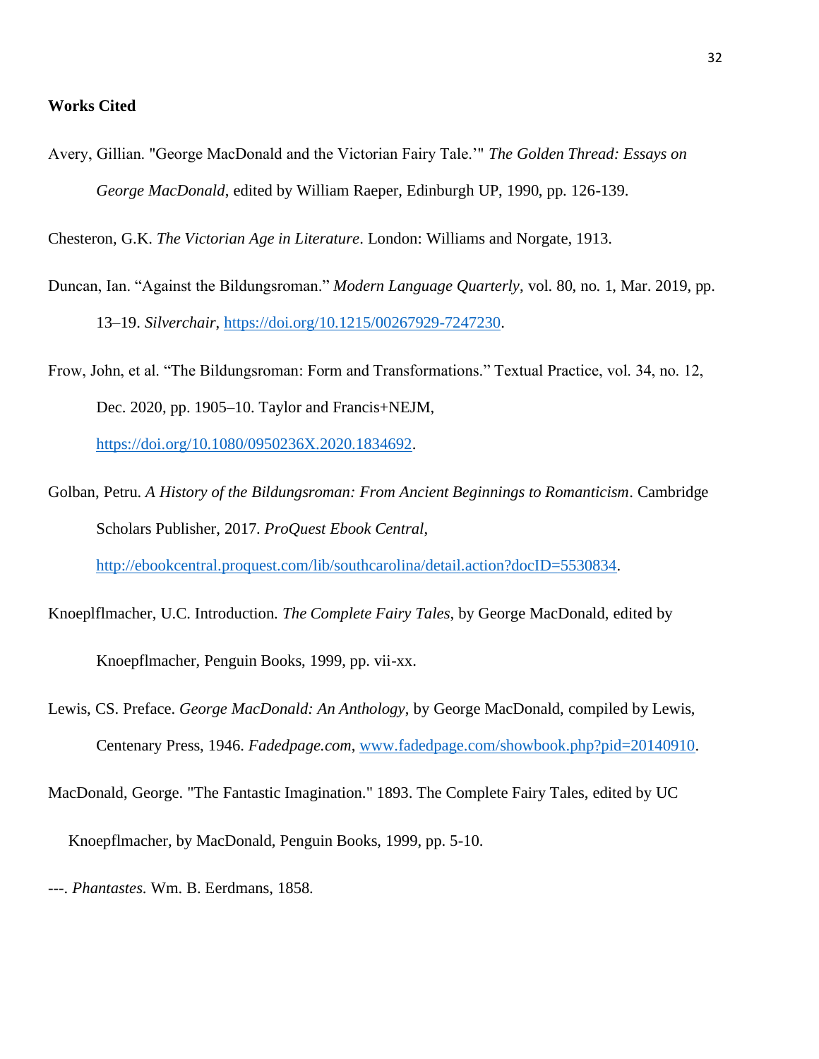**Works Cited**

Avery, Gillian. "George MacDonald and the Victorian Fairy Tale.'" *The Golden Thread: Essays on George MacDonald*, edited by William Raeper, Edinburgh UP, 1990, pp. 126-139.

Chesteron, G.K. *The Victorian Age in Literature*. London: Williams and Norgate, 1913.

Duncan, Ian. "Against the Bildungsroman." *Modern Language Quarterly*, vol. 80, no. 1, Mar. 2019, pp. 13–19. *Silverchair*, https://doi.org/10.1215/00267929-7247230.

Frow, John, et al. "The Bildungsroman: Form and Transformations." Textual Practice, vol. 34, no. 12, Dec. 2020, pp. 1905–10. Taylor and Francis+NEJM, https://doi.org/10.1080/0950236X.2020.1834692.

Golban, Petru. *A History of the Bildungsroman: From Ancient Beginnings to Romanticism*. Cambridge Scholars Publisher, 2017. *ProQuest Ebook Central*, http://ebookcentral.proquest.com/lib/southcarolina/detail.action?docID=5530834.

Knoeplflmacher, U.C. Introduction. *The Complete Fairy Tales*, by George MacDonald, edited by Knoepfmacher, Penguin Books, 1999, pp. vii-xx.

Lewis, CS. Preface. *George MacDonald: An Anthology*, by George MacDonald, compiled by Lewis, Centenary Press, 1946. *Fadedpage.com*, www.fadedpage.com/showbook.php?pid=20140910.

MacDonald, George. "The Fantastic Imagination." 1893. The Complete Fairy Tales, edited by UC Knoepfmacher, by MacDonald, Penguin Books, 1999, pp. 5-10.

---. *Phantastes*. Wm. B. Eerdmans, 1858.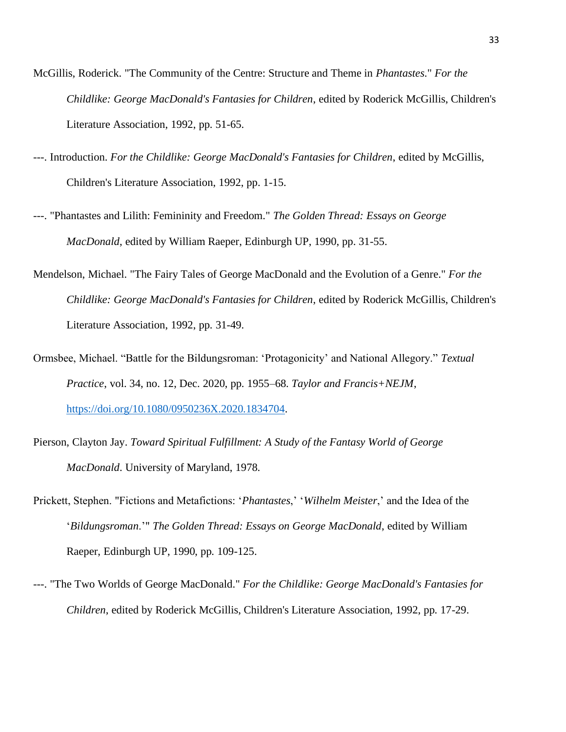McGillis, Roderick. "The Community of the Centre: Structure and Theme in *Phantastes*." *For the Childlike: George MacDonald's Fantasies for Children*, edited by Roderick McGillis, Children's Literature Association, 1992, pp. 51-65.

---. Introduction. *For the Childlike: George MacDonald's Fantasies for Children*, edited by McGillis, Children's Literature Association, 1992, pp. 1-15.

---. "Phantastes and Lilith: Femininity and Freedom." *The Golden Thread: Essays on George MacDonald*, edited by William Raeper, Edinburgh UP, 1990, pp. 31-55.

Mendelson, Michael. "The Fairy Tales of George MacDonald and the Evolution of a Genre." *For the Childlike: George MacDonald's Fantasies for Children*, edited by Roderick McGillis, Children's Literature Association, 1992, pp. 31-49.

Ormsbee, Michael. "Battle for the Bildungsroman: 'Protagonicity' and National Allegory." *Textual Practice*, vol. 34, no. 12, Dec. 2020, pp. 1955–68. *Taylor and Francis+NEJM*, https://doi.org/10.1080/0950236X.2020.1834704.

Pierson, Clayton Jay. *Toward Spiritual Fulfillment: A Study of the Fantasy World of George MacDonald*. University of Maryland, 1978.

Prickett, Stephen. "Fictions and Metafictions: '*Phantastes*,' '*Wilhelm Meister*,' and the Idea of the '*Bildungsroman*.'" *The Golden Thread: Essays on George MacDonald*, edited by William Raeper, Edinburgh UP, 1990, pp. 109-125.

---. "The Two Worlds of George MacDonald." *For the Childlike: George MacDonald's Fantasies for Children*, edited by Roderick McGillis, Children's Literature Association, 1992, pp. 17-29.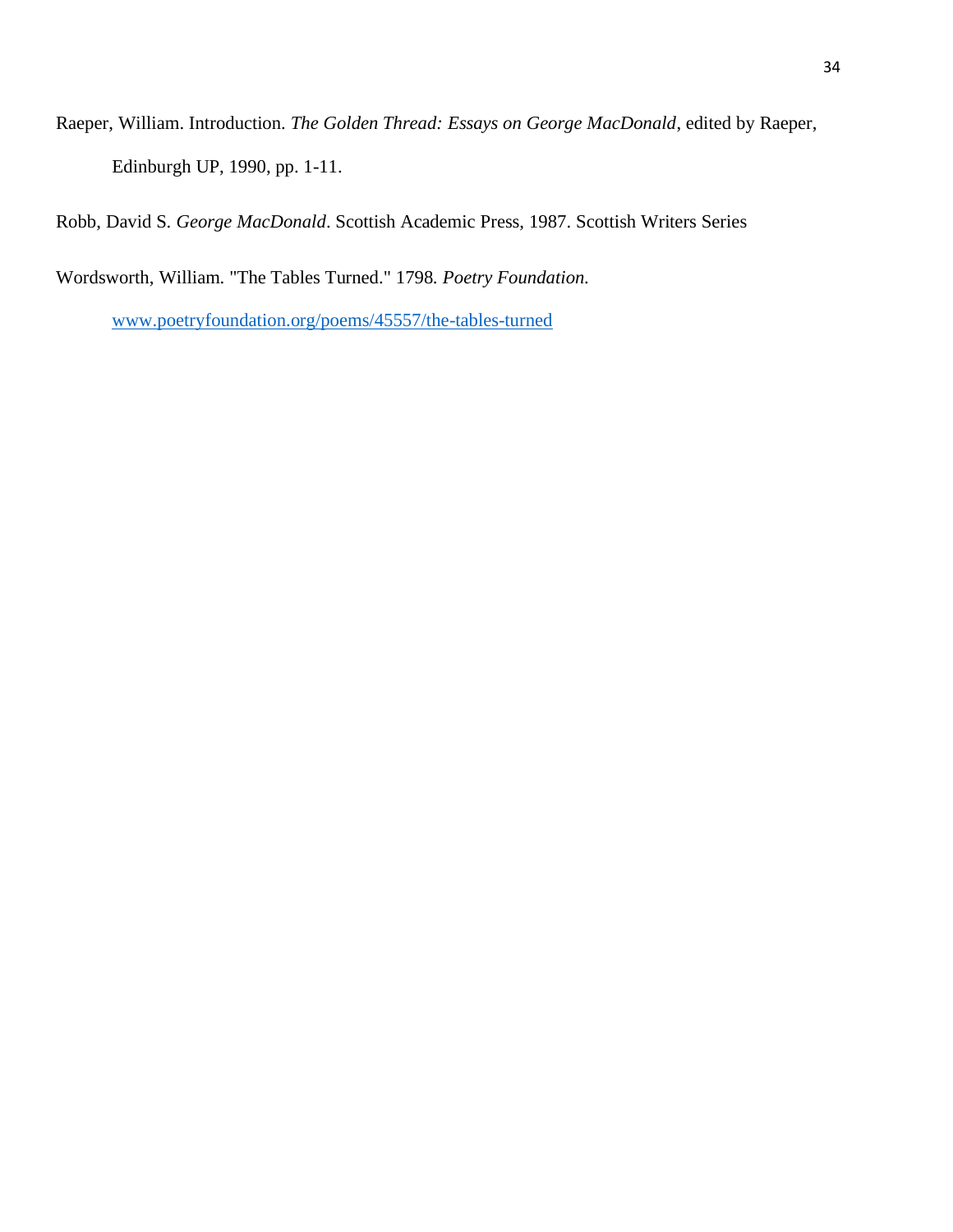Raeper, William. Introduction. *The Golden Thread: Essays on George MacDonald*, edited by Raeper, Edinburgh UP, 1990, pp. 1-11.

Robb, David S. *George MacDonald*. Scottish Academic Press, 1987. Scottish Writers Series

Wordsworth, William. "The Tables Turned." 1798. *Poetry Foundation.* www.poetryfoundation.org/poems/45557/the-tables-turned